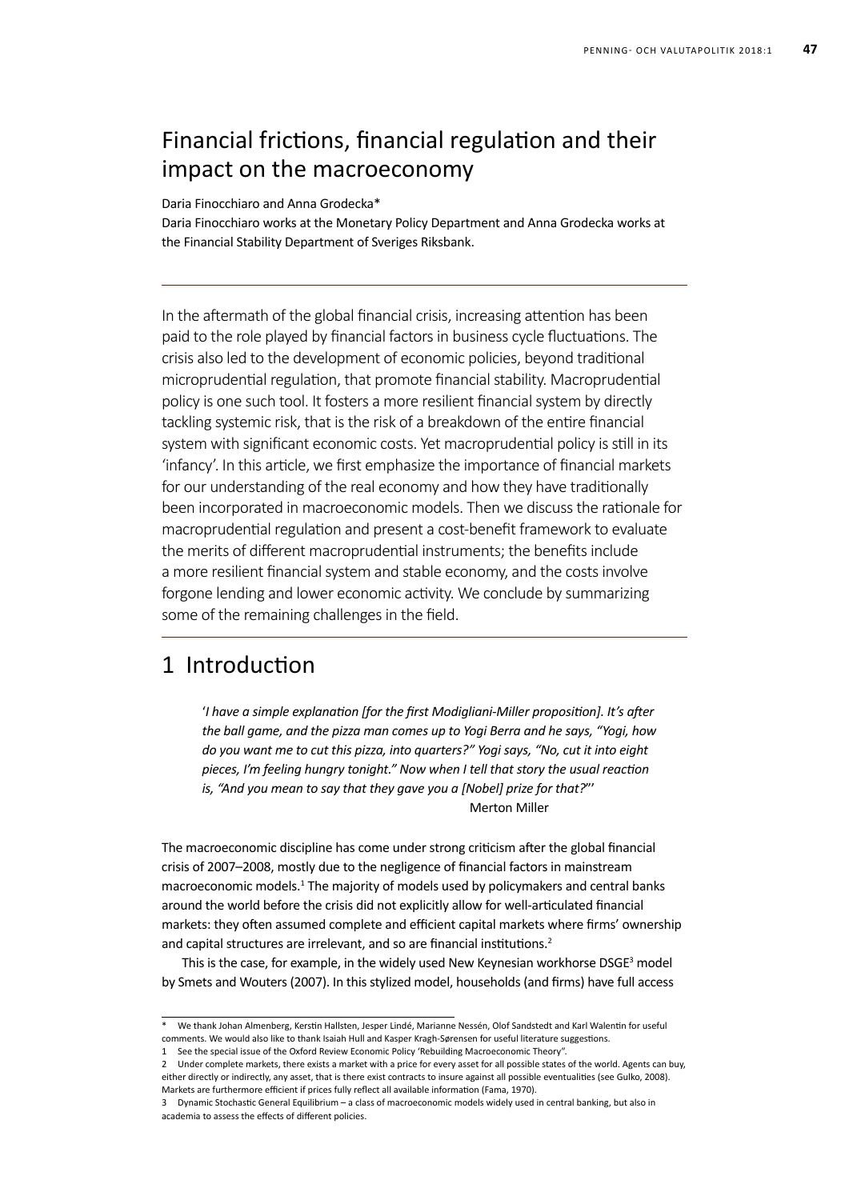# Financial frictions, financial regulation and their impact on the macroeconomy

Daria Finocchiaro and Anna Grodecka*

Daria Finocchiaro works at the Monetary Policy Department and Anna Grodecka works at the Financial Stability Department of Sveriges Riksbank.

---

In the aftermath of the global financial crisis, increasing attention has been paid to the role played by financial factors in business cycle fluctuations. The crisis also led to the development of economic policies, beyond traditional microprudential regulation, that promote financial stability. Macroprudential policy is one such tool. It fosters a more resilient financial system by directly tackling systemic risk, that is the risk of a breakdown of the entire financial system with significant economic costs. Yet macroprudential policy is still in its 'infancy'. In this article, we first emphasize the importance of financial markets for our understanding of the real economy and how they have traditionally been incorporated in macroeconomic models. Then we discuss the rationale for macroprudential regulation and present a cost-benefit framework to evaluate the merits of different macroprudential instruments; the benefits include a more resilient financial system and stable economy, and the costs involve forgone lending and lower economic activity. We conclude by summarizing some of the remaining challenges in the field.

---

## 1 Introduction

> '*I have a simple explanation [for the first Modigliani-Miller proposition]. It's after the ball game, and the pizza man comes up to Yogi Berra and he says, "Yogi, how do you want me to cut this pizza, into quarters?" Yogi says, "No, cut it into eight pieces, I'm feeling hungry tonight." Now when I tell that story the usual reaction is, "And you mean to say that they gave you a [Nobel] prize for that?"*'
>
> Merton Miller

The macroeconomic discipline has come under strong criticism after the global financial crisis of 2007–2008, mostly due to the negligence of financial factors in mainstream macroeconomic models.[1] The majority of models used by policymakers and central banks around the world before the crisis did not explicitly allow for well-articulated financial markets: they often assumed complete and efficient capital markets where firms' ownership and capital structures are irrelevant, and so are financial institutions.[2]

This is the case, for example, in the widely used New Keynesian workhorse DSGE[3] model by Smets and Wouters (2007). In this stylized model, households (and firms) have full access

---

\* We thank Johan Almenberg, Kerstin Hallsten, Jesper Lindé, Marianne Nessén, Olof Sandstedt and Karl Walentin for useful comments. We would also like to thank Isaiah Hull and Kasper Kragh-Sørensen for useful literature suggestions.

1 See the special issue of the Oxford Review Economic Policy 'Rebuilding Macroeconomic Theory'.

2 Under complete markets, there exists a market with a price for every asset for all possible states of the world. Agents can buy, either directly or indirectly, any asset, that is there exist contracts to insure against all possible eventualities (see Gulko, 2008). Markets are furthermore efficient if prices fully reflect all available information (Fama, 1970).

3 Dynamic Stochastic General Equilibrium – a class of macroeconomic models widely used in central banking, but also in academia to assess the effects of different policies.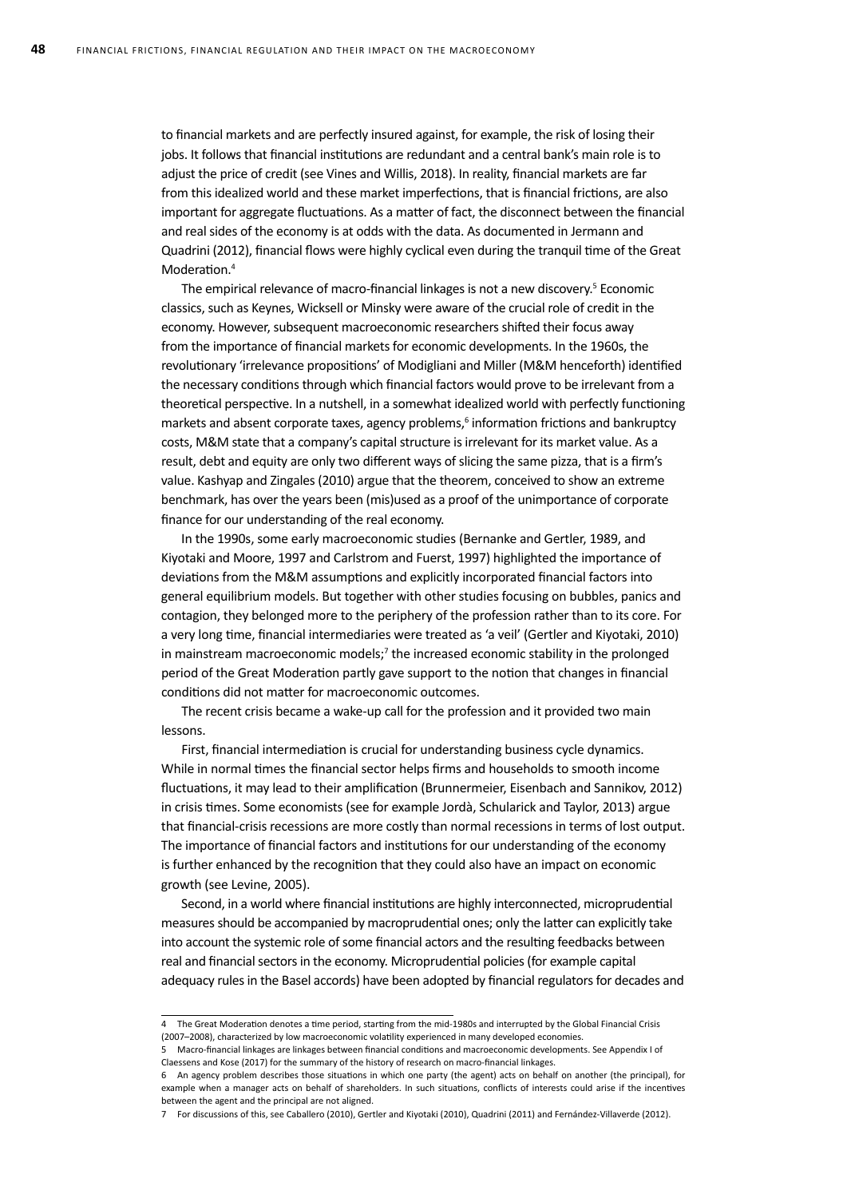to financial markets and are perfectly insured against, for example, the risk of losing their jobs. It follows that financial institutions are redundant and a central bank's main role is to adjust the price of credit (see Vines and Willis, 2018). In reality, financial markets are far from this idealized world and these market imperfections, that is financial frictions, are also important for aggregate fluctuations. As a matter of fact, the disconnect between the financial and real sides of the economy is at odds with the data. As documented in Jermann and Quadrini (2012), financial flows were highly cyclical even during the tranquil time of the Great Moderation.[4]

The empirical relevance of macro-financial linkages is not a new discovery.[5] Economic classics, such as Keynes, Wicksell or Minsky were aware of the crucial role of credit in the economy. However, subsequent macroeconomic researchers shifted their focus away from the importance of financial markets for economic developments. In the 1960s, the revolutionary 'irrelevance propositions' of Modigliani and Miller (M&M henceforth) identified the necessary conditions through which financial factors would prove to be irrelevant from a theoretical perspective. In a nutshell, in a somewhat idealized world with perfectly functioning markets and absent corporate taxes, agency problems,[6] information frictions and bankruptcy costs, M&M state that a company's capital structure is irrelevant for its market value. As a result, debt and equity are only two different ways of slicing the same pizza, that is a firm's value. Kashyap and Zingales (2010) argue that the theorem, conceived to show an extreme benchmark, has over the years been (mis)used as a proof of the unimportance of corporate finance for our understanding of the real economy.

In the 1990s, some early macroeconomic studies (Bernanke and Gertler, 1989, and Kiyotaki and Moore, 1997 and Carlstrom and Fuerst, 1997) highlighted the importance of deviations from the M&M assumptions and explicitly incorporated financial factors into general equilibrium models. But together with other studies focusing on bubbles, panics and contagion, they belonged more to the periphery of the profession rather than to its core. For a very long time, financial intermediaries were treated as 'a veil' (Gertler and Kiyotaki, 2010) in mainstream macroeconomic models;[7] the increased economic stability in the prolonged period of the Great Moderation partly gave support to the notion that changes in financial conditions did not matter for macroeconomic outcomes.

The recent crisis became a wake-up call for the profession and it provided two main lessons.

First, financial intermediation is crucial for understanding business cycle dynamics. While in normal times the financial sector helps firms and households to smooth income fluctuations, it may lead to their amplification (Brunnermeier, Eisenbach and Sannikov, 2012) in crisis times. Some economists (see for example Jordà, Schularick and Taylor, 2013) argue that financial-crisis recessions are more costly than normal recessions in terms of lost output. The importance of financial factors and institutions for our understanding of the economy is further enhanced by the recognition that they could also have an impact on economic growth (see Levine, 2005).

Second, in a world where financial institutions are highly interconnected, microprudential measures should be accompanied by macroprudential ones; only the latter can explicitly take into account the systemic role of some financial actors and the resulting feedbacks between real and financial sectors in the economy. Microprudential policies (for example capital adequacy rules in the Basel accords) have been adopted by financial regulators for decades and

---

[4] The Great Moderation denotes a time period, starting from the mid-1980s and interrupted by the Global Financial Crisis (2007–2008), characterized by low macroeconomic volatility experienced in many developed economies.

[5] Macro-financial linkages are linkages between financial conditions and macroeconomic developments. See Appendix I of Claessens and Kose (2017) for the summary of the history of research on macro-financial linkages.

[6] An agency problem describes those situations in which one party (the agent) acts on behalf on another (the principal), for example when a manager acts on behalf of shareholders. In such situations, conflicts of interests could arise if the incentives between the agent and the principal are not aligned.

[7] For discussions of this, see Caballero (2010), Gertler and Kiyotaki (2010), Quadrini (2011) and Fernández-Villaverde (2012).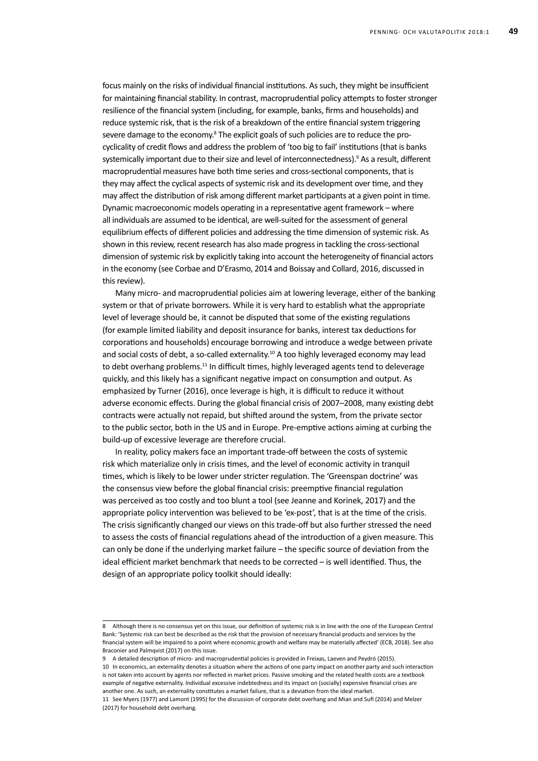focus mainly on the risks of individual financial institutions. As such, they might be insufficient for maintaining financial stability. In contrast, macroprudential policy attempts to foster stronger resilience of the financial system (including, for example, banks, firms and households) and reduce systemic risk, that is the risk of a breakdown of the entire financial system triggering severe damage to the economy.[8] The explicit goals of such policies are to reduce the pro-cyclicality of credit flows and address the problem of 'too big to fail' institutions (that is banks systemically important due to their size and level of interconnectedness).[9] As a result, different macroprudential measures have both time series and cross-sectional components, that is they may affect the cyclical aspects of systemic risk and its development over time, and they may affect the distribution of risk among different market participants at a given point in time. Dynamic macroeconomic models operating in a representative agent framework – where all individuals are assumed to be identical, are well-suited for the assessment of general equilibrium effects of different policies and addressing the time dimension of systemic risk. As shown in this review, recent research has also made progress in tackling the cross-sectional dimension of systemic risk by explicitly taking into account the heterogeneity of financial actors in the economy (see Corbae and D'Erasmo, 2014 and Boissay and Collard, 2016, discussed in this review).

Many micro- and macroprudential policies aim at lowering leverage, either of the banking system or that of private borrowers. While it is very hard to establish what the appropriate level of leverage should be, it cannot be disputed that some of the existing regulations (for example limited liability and deposit insurance for banks, interest tax deductions for corporations and households) encourage borrowing and introduce a wedge between private and social costs of debt, a so-called externality.[10] A too highly leveraged economy may lead to debt overhang problems.[11] In difficult times, highly leveraged agents tend to deleverage quickly, and this likely has a significant negative impact on consumption and output. As emphasized by Turner (2016), once leverage is high, it is difficult to reduce it without adverse economic effects. During the global financial crisis of 2007–2008, many existing debt contracts were actually not repaid, but shifted around the system, from the private sector to the public sector, both in the US and in Europe. Pre-emptive actions aiming at curbing the build-up of excessive leverage are therefore crucial.

In reality, policy makers face an important trade-off between the costs of systemic risk which materialize only in crisis times, and the level of economic activity in tranquil times, which is likely to be lower under stricter regulation. The 'Greenspan doctrine' was the consensus view before the global financial crisis: preemptive financial regulation was perceived as too costly and too blunt a tool (see Jeanne and Korinek, 2017) and the appropriate policy intervention was believed to be 'ex-post', that is at the time of the crisis. The crisis significantly changed our views on this trade-off but also further stressed the need to assess the costs of financial regulations ahead of the introduction of a given measure. This can only be done if the underlying market failure – the specific source of deviation from the ideal efficient market benchmark that needs to be corrected – is well identified. Thus, the design of an appropriate policy toolkit should ideally:

---

8 Although there is no consensus yet on this issue, our definition of systemic risk is in line with the one of the European Central Bank: 'Systemic risk can best be described as the risk that the provision of necessary financial products and services by the financial system will be impaired to a point where economic growth and welfare may be materially affected' (ECB, 2018). See also Braconier and Palmqvist (2017) on this issue.

9 A detailed description of micro- and macroprudential policies is provided in Freixas, Laeven and Peydró (2015).

10 In economics, an externality denotes a situation where the actions of one party impact on another party and such interaction is not taken into account by agents nor reflected in market prices. Passive smoking and the related health costs are a textbook example of negative externality. Individual excessive indebtedness and its impact on (socially) expensive financial crises are another one. As such, an externality constitutes a market failure, that is a deviation from the ideal market.

11 See Myers (1977) and Lamont (1995) for the discussion of corporate debt overhang and Mian and Sufi (2014) and Melzer (2017) for household debt overhang.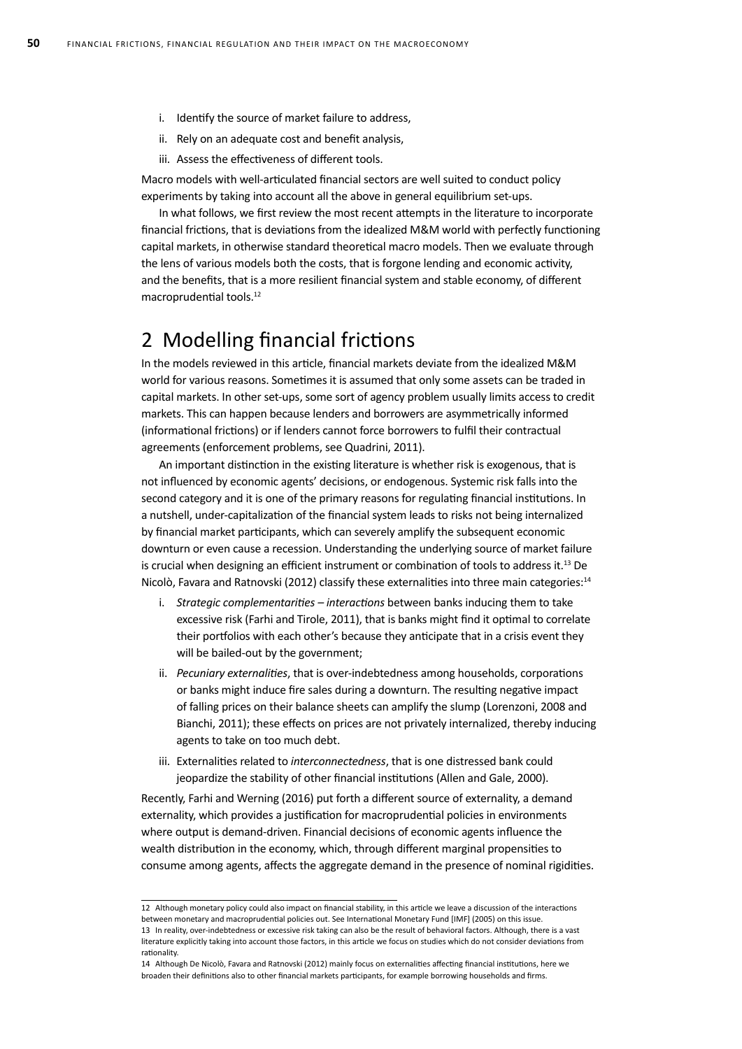i. Identify the source of market failure to address,
ii. Rely on an adequate cost and benefit analysis,
iii. Assess the effectiveness of different tools.

Macro models with well-articulated financial sectors are well suited to conduct policy experiments by taking into account all the above in general equilibrium set-ups.

In what follows, we first review the most recent attempts in the literature to incorporate financial frictions, that is deviations from the idealized M&M world with perfectly functioning capital markets, in otherwise standard theoretical macro models. Then we evaluate through the lens of various models both the costs, that is forgone lending and economic activity, and the benefits, that is a more resilient financial system and stable economy, of different macroprudential tools.[12]

## 2 Modelling financial frictions

In the models reviewed in this article, financial markets deviate from the idealized M&M world for various reasons. Sometimes it is assumed that only some assets can be traded in capital markets. In other set-ups, some sort of agency problem usually limits access to credit markets. This can happen because lenders and borrowers are asymmetrically informed (informational frictions) or if lenders cannot force borrowers to fulfil their contractual agreements (enforcement problems, see Quadrini, 2011).

An important distinction in the existing literature is whether risk is exogenous, that is not influenced by economic agents' decisions, or endogenous. Systemic risk falls into the second category and it is one of the primary reasons for regulating financial institutions. In a nutshell, under-capitalization of the financial system leads to risks not being internalized by financial market participants, which can severely amplify the subsequent economic downturn or even cause a recession. Understanding the underlying source of market failure is crucial when designing an efficient instrument or combination of tools to address it.[13] De Nicolò, Favara and Ratnovski (2012) classify these externalities into three main categories:[14]

i. *Strategic complementarities – interactions* between banks inducing them to take excessive risk (Farhi and Tirole, 2011), that is banks might find it optimal to correlate their portfolios with each other's because they anticipate that in a crisis event they will be bailed-out by the government;
ii. *Pecuniary externalities*, that is over-indebtedness among households, corporations or banks might induce fire sales during a downturn. The resulting negative impact of falling prices on their balance sheets can amplify the slump (Lorenzoni, 2008 and Bianchi, 2011); these effects on prices are not privately internalized, thereby inducing agents to take on too much debt.
iii. Externalities related to *interconnectedness*, that is one distressed bank could jeopardize the stability of other financial institutions (Allen and Gale, 2000).

Recently, Farhi and Werning (2016) put forth a different source of externality, a demand externality, which provides a justification for macroprudential policies in environments where output is demand-driven. Financial decisions of economic agents influence the wealth distribution in the economy, which, through different marginal propensities to consume among agents, affects the aggregate demand in the presence of nominal rigidities.

---

12 Although monetary policy could also impact on financial stability, in this article we leave a discussion of the interactions between monetary and macroprudential policies out. See International Monetary Fund [IMF] (2005) on this issue.

13 In reality, over-indebtedness or excessive risk taking can also be the result of behavioral factors. Although, there is a vast literature explicitly taking into account those factors, in this article we focus on studies which do not consider deviations from rationality.

14 Although De Nicolò, Favara and Ratnovski (2012) mainly focus on externalities affecting financial institutions, here we broaden their definitions also to other financial markets participants, for example borrowing households and firms.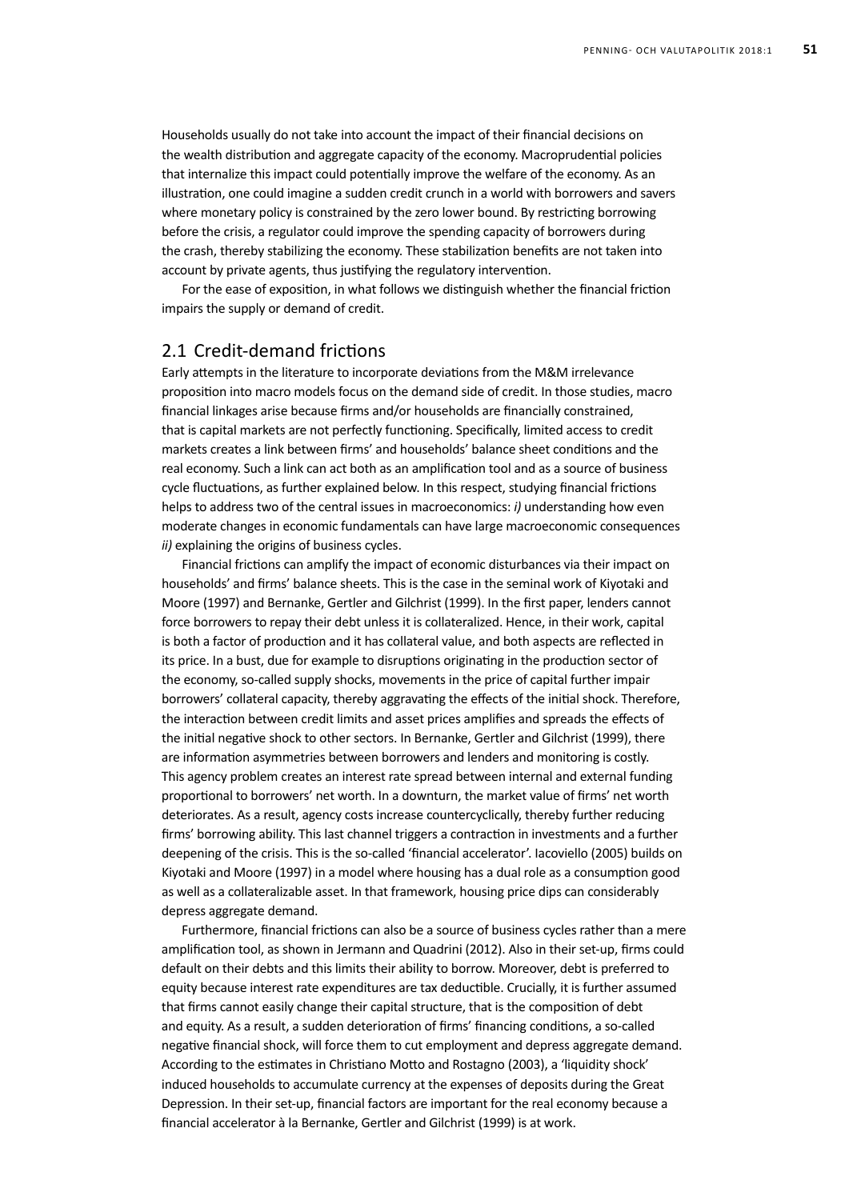Households usually do not take into account the impact of their financial decisions on the wealth distribution and aggregate capacity of the economy. Macroprudential policies that internalize this impact could potentially improve the welfare of the economy. As an illustration, one could imagine a sudden credit crunch in a world with borrowers and savers where monetary policy is constrained by the zero lower bound. By restricting borrowing before the crisis, a regulator could improve the spending capacity of borrowers during the crash, thereby stabilizing the economy. These stabilization benefits are not taken into account by private agents, thus justifying the regulatory intervention.

For the ease of exposition, in what follows we distinguish whether the financial friction impairs the supply or demand of credit.

## 2.1 Credit-demand frictions

Early attempts in the literature to incorporate deviations from the M&M irrelevance proposition into macro models focus on the demand side of credit. In those studies, macro financial linkages arise because firms and/or households are financially constrained, that is capital markets are not perfectly functioning. Specifically, limited access to credit markets creates a link between firms' and households' balance sheet conditions and the real economy. Such a link can act both as an amplification tool and as a source of business cycle fluctuations, as further explained below. In this respect, studying financial frictions helps to address two of the central issues in macroeconomics: *i)* understanding how even moderate changes in economic fundamentals can have large macroeconomic consequences *ii)* explaining the origins of business cycles.

Financial frictions can amplify the impact of economic disturbances via their impact on households' and firms' balance sheets. This is the case in the seminal work of Kiyotaki and Moore (1997) and Bernanke, Gertler and Gilchrist (1999). In the first paper, lenders cannot force borrowers to repay their debt unless it is collateralized. Hence, in their work, capital is both a factor of production and it has collateral value, and both aspects are reflected in its price. In a bust, due for example to disruptions originating in the production sector of the economy, so-called supply shocks, movements in the price of capital further impair borrowers' collateral capacity, thereby aggravating the effects of the initial shock. Therefore, the interaction between credit limits and asset prices amplifies and spreads the effects of the initial negative shock to other sectors. In Bernanke, Gertler and Gilchrist (1999), there are information asymmetries between borrowers and lenders and monitoring is costly. This agency problem creates an interest rate spread between internal and external funding proportional to borrowers' net worth. In a downturn, the market value of firms' net worth deteriorates. As a result, agency costs increase countercyclically, thereby further reducing firms' borrowing ability. This last channel triggers a contraction in investments and a further deepening of the crisis. This is the so-called 'financial accelerator'. Iacoviello (2005) builds on Kiyotaki and Moore (1997) in a model where housing has a dual role as a consumption good as well as a collateralizable asset. In that framework, housing price dips can considerably depress aggregate demand.

Furthermore, financial frictions can also be a source of business cycles rather than a mere amplification tool, as shown in Jermann and Quadrini (2012). Also in their set-up, firms could default on their debts and this limits their ability to borrow. Moreover, debt is preferred to equity because interest rate expenditures are tax deductible. Crucially, it is further assumed that firms cannot easily change their capital structure, that is the composition of debt and equity. As a result, a sudden deterioration of firms' financing conditions, a so-called negative financial shock, will force them to cut employment and depress aggregate demand. According to the estimates in Christiano Motto and Rostagno (2003), a 'liquidity shock' induced households to accumulate currency at the expenses of deposits during the Great Depression. In their set-up, financial factors are important for the real economy because a financial accelerator à la Bernanke, Gertler and Gilchrist (1999) is at work.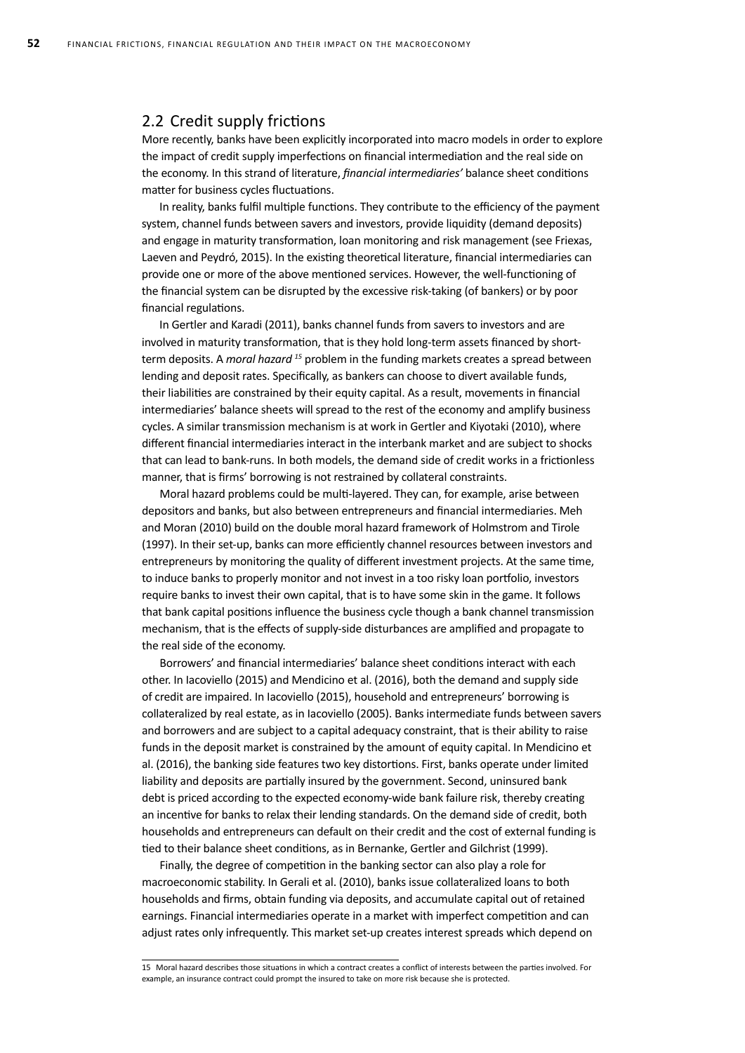## 2.2 Credit supply frictions

More recently, banks have been explicitly incorporated into macro models in order to explore the impact of credit supply imperfections on financial intermediation and the real side on the economy. In this strand of literature, *financial intermediaries'* balance sheet conditions matter for business cycles fluctuations.

In reality, banks fulfil multiple functions. They contribute to the efficiency of the payment system, channel funds between savers and investors, provide liquidity (demand deposits) and engage in maturity transformation, loan monitoring and risk management (see Friexas, Laeven and Peydró, 2015). In the existing theoretical literature, financial intermediaries can provide one or more of the above mentioned services. However, the well-functioning of the financial system can be disrupted by the excessive risk-taking (of bankers) or by poor financial regulations.

In Gertler and Karadi (2011), banks channel funds from savers to investors and are involved in maturity transformation, that is they hold long-term assets financed by short-term deposits. A *moral hazard* [15] problem in the funding markets creates a spread between lending and deposit rates. Specifically, as bankers can choose to divert available funds, their liabilities are constrained by their equity capital. As a result, movements in financial intermediaries' balance sheets will spread to the rest of the economy and amplify business cycles. A similar transmission mechanism is at work in Gertler and Kiyotaki (2010), where different financial intermediaries interact in the interbank market and are subject to shocks that can lead to bank-runs. In both models, the demand side of credit works in a frictionless manner, that is firms' borrowing is not restrained by collateral constraints.

Moral hazard problems could be multi-layered. They can, for example, arise between depositors and banks, but also between entrepreneurs and financial intermediaries. Meh and Moran (2010) build on the double moral hazard framework of Holmstrom and Tirole (1997). In their set-up, banks can more efficiently channel resources between investors and entrepreneurs by monitoring the quality of different investment projects. At the same time, to induce banks to properly monitor and not invest in a too risky loan portfolio, investors require banks to invest their own capital, that is to have some skin in the game. It follows that bank capital positions influence the business cycle though a bank channel transmission mechanism, that is the effects of supply-side disturbances are amplified and propagate to the real side of the economy.

Borrowers' and financial intermediaries' balance sheet conditions interact with each other. In Iacoviello (2015) and Mendicino et al. (2016), both the demand and supply side of credit are impaired. In Iacoviello (2015), household and entrepreneurs' borrowing is collateralized by real estate, as in Iacoviello (2005). Banks intermediate funds between savers and borrowers and are subject to a capital adequacy constraint, that is their ability to raise funds in the deposit market is constrained by the amount of equity capital. In Mendicino et al. (2016), the banking side features two key distortions. First, banks operate under limited liability and deposits are partially insured by the government. Second, uninsured bank debt is priced according to the expected economy-wide bank failure risk, thereby creating an incentive for banks to relax their lending standards. On the demand side of credit, both households and entrepreneurs can default on their credit and the cost of external funding is tied to their balance sheet conditions, as in Bernanke, Gertler and Gilchrist (1999).

Finally, the degree of competition in the banking sector can also play a role for macroeconomic stability. In Gerali et al. (2010), banks issue collateralized loans to both households and firms, obtain funding via deposits, and accumulate capital out of retained earnings. Financial intermediaries operate in a market with imperfect competition and can adjust rates only infrequently. This market set-up creates interest spreads which depend on

---

15 Moral hazard describes those situations in which a contract creates a conflict of interests between the parties involved. For example, an insurance contract could prompt the insured to take on more risk because she is protected.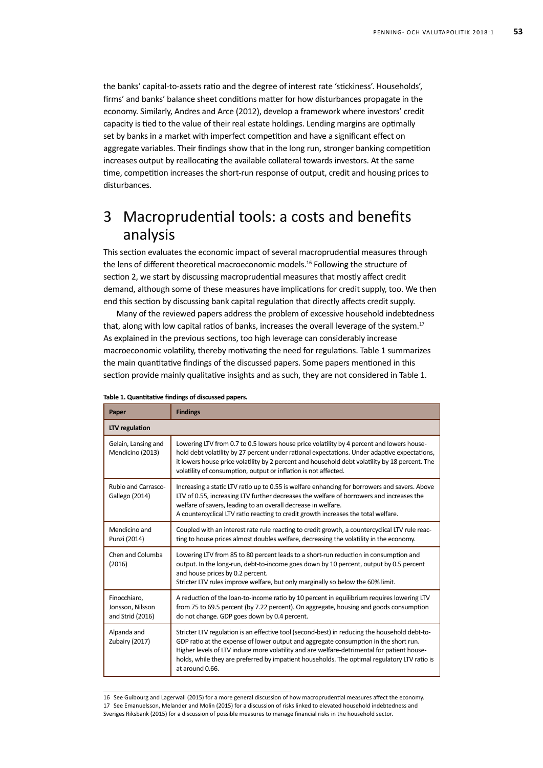the banks' capital-to-assets ratio and the degree of interest rate 'stickiness'. Households', firms' and banks' balance sheet conditions matter for how disturbances propagate in the economy. Similarly, Andres and Arce (2012), develop a framework where investors' credit capacity is tied to the value of their real estate holdings. Lending margins are optimally set by banks in a market with imperfect competition and have a significant effect on aggregate variables. Their findings show that in the long run, stronger banking competition increases output by reallocating the available collateral towards investors. At the same time, competition increases the short-run response of output, credit and housing prices to disturbances.

# 3 Macroprudential tools: a costs and benefits analysis

This section evaluates the economic impact of several macroprudential measures through the lens of different theoretical macroeconomic models.[16] Following the structure of section 2, we start by discussing macroprudential measures that mostly affect credit demand, although some of these measures have implications for credit supply, too. We then end this section by discussing bank capital regulation that directly affects credit supply.

Many of the reviewed papers address the problem of excessive household indebtedness that, along with low capital ratios of banks, increases the overall leverage of the system.[17] As explained in the previous sections, too high leverage can considerably increase macroeconomic volatility, thereby motivating the need for regulations. Table 1 summarizes the main quantitative findings of the discussed papers. Some papers mentioned in this section provide mainly qualitative insights and as such, they are not considered in Table 1.

**Table 1. Quantitative findings of discussed papers.**

| Paper | Findings |
|---|---|
| **LTV regulation** | |
| Gelain, Lansing and Mendicino (2013) | Lowering LTV from 0.7 to 0.5 lowers house price volatility by 4 percent and lowers household debt volatility by 27 percent under rational expectations. Under adaptive expectations, it lowers house price volatility by 2 percent and household debt volatility by 18 percent. The volatility of consumption, output or inflation is not affected. |
| Rubio and Carrasco-Gallego (2014) | Increasing a static LTV ratio up to 0.55 is welfare enhancing for borrowers and savers. Above LTV of 0.55, increasing LTV further decreases the welfare of borrowers and increases the welfare of savers, leading to an overall decrease in welfare. A countercyclical LTV ratio reacting to credit growth increases the total welfare. |
| Mendicino and Punzi (2014) | Coupled with an interest rate rule reacting to credit growth, a countercyclical LTV rule reacting to house prices almost doubles welfare, decreasing the volatility in the economy. |
| Chen and Columba (2016) | Lowering LTV from 85 to 80 percent leads to a short-run reduction in consumption and output. In the long-run, debt-to-income goes down by 10 percent, output by 0.5 percent and house prices by 0.2 percent. Stricter LTV rules improve welfare, but only marginally so below the 60% limit. |
| Finocchiaro, Jonsson, Nilsson and Strid (2016) | A reduction of the loan-to-income ratio by 10 percent in equilibrium requires lowering LTV from 75 to 69.5 percent (by 7.22 percent). On aggregate, housing and goods consumption do not change. GDP goes down by 0.4 percent. |
| Alpanda and Zubairy (2017) | Stricter LTV regulation is an effective tool (second-best) in reducing the household debt-to-GDP ratio at the expense of lower output and aggregate consumption in the short run. Higher levels of LTV induce more volatility and are welfare-detrimental for patient households, while they are preferred by impatient households. The optimal regulatory LTV ratio is at around 0.66. |

16 See Guibourg and Lagerwall (2015) for a more general discussion of how macroprudential measures affect the economy.

17 See Emanuelsson, Melander and Molin (2015) for a discussion of risks linked to elevated household indebtedness and Sveriges Riksbank (2015) for a discussion of possible measures to manage financial risks in the household sector.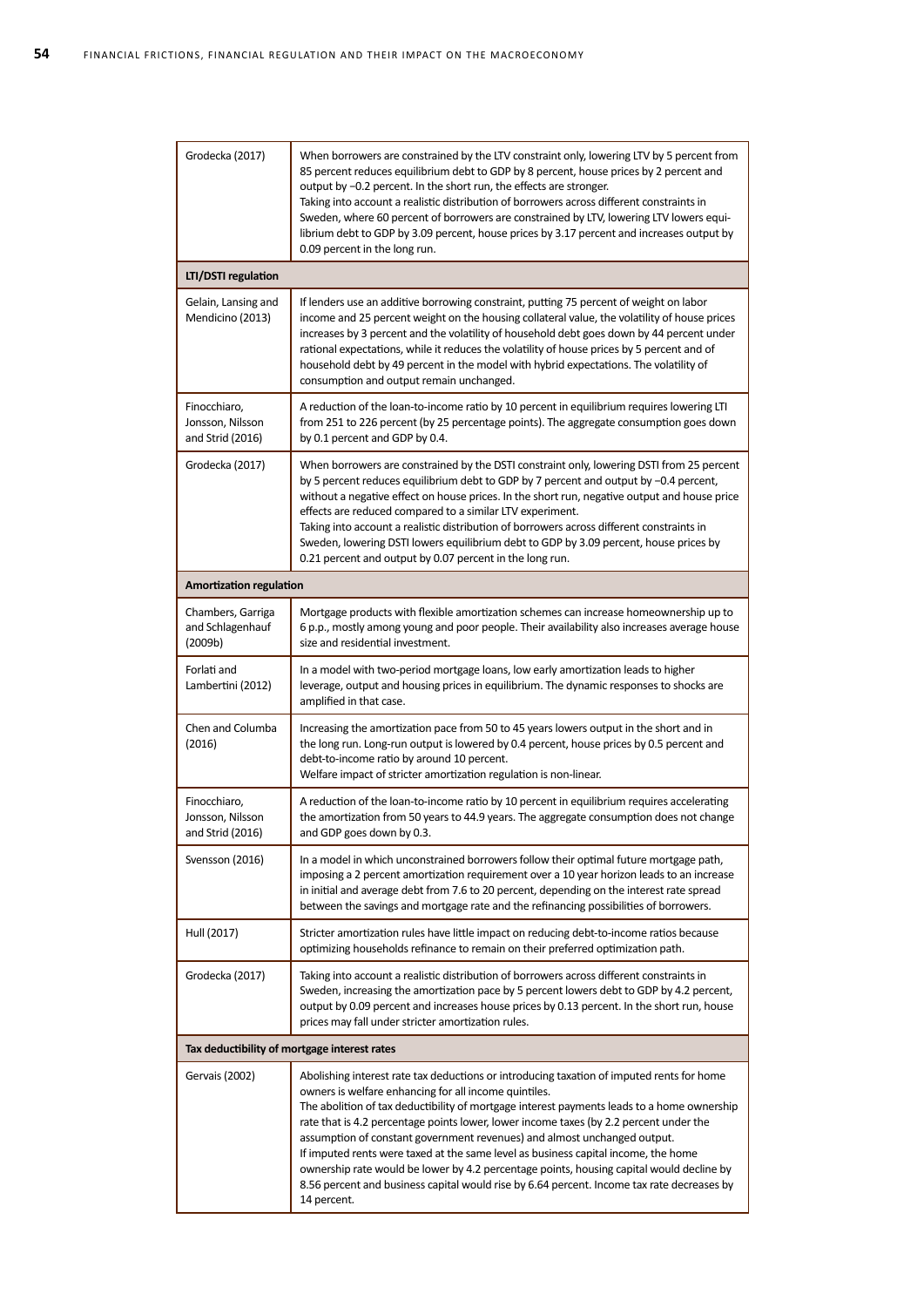| | |
|---|---|
| Grodecka (2017) | When borrowers are constrained by the LTV constraint only, lowering LTV by 5 percent from 85 percent reduces equilibrium debt to GDP by 8 percent, house prices by 2 percent and output by −0.2 percent. In the short run, the effects are stronger.<br>Taking into account a realistic distribution of borrowers across different constraints in Sweden, where 60 percent of borrowers are constrained by LTV, lowering LTV lowers equilibrium debt to GDP by 3.09 percent, house prices by 3.17 percent and increases output by 0.09 percent in the long run. |
| **LTI/DSTI regulation** | |
| Gelain, Lansing and Mendicino (2013) | If lenders use an additive borrowing constraint, putting 75 percent of weight on labor income and 25 percent weight on the housing collateral value, the volatility of house prices increases by 3 percent and the volatility of household debt goes down by 44 percent under rational expectations, while it reduces the volatility of house prices by 5 percent and of household debt by 49 percent in the model with hybrid expectations. The volatility of consumption and output remain unchanged. |
| Finocchiaro, Jonsson, Nilsson and Strid (2016) | A reduction of the loan-to-income ratio by 10 percent in equilibrium requires lowering LTI from 251 to 226 percent (by 25 percentage points). The aggregate consumption goes down by 0.1 percent and GDP by 0.4. |
| Grodecka (2017) | When borrowers are constrained by the DSTI constraint only, lowering DSTI from 25 percent by 5 percent reduces equilibrium debt to GDP by 7 percent and output by −0.4 percent, without a negative effect on house prices. In the short run, negative output and house price effects are reduced compared to a similar LTV experiment.<br>Taking into account a realistic distribution of borrowers across different constraints in Sweden, lowering DSTI lowers equilibrium debt to GDP by 3.09 percent, house prices by 0.21 percent and output by 0.07 percent in the long run. |
| **Amortization regulation** | |
| Chambers, Garriga and Schlagenhauf (2009b) | Mortgage products with flexible amortization schemes can increase homeownership up to 6 p.p., mostly among young and poor people. Their availability also increases average house size and residential investment. |
| Forlati and Lambertini (2012) | In a model with two-period mortgage loans, low early amortization leads to higher leverage, output and housing prices in equilibrium. The dynamic responses to shocks are amplified in that case. |
| Chen and Columba (2016) | Increasing the amortization pace from 50 to 45 years lowers output in the short and in the long run. Long-run output is lowered by 0.4 percent, house prices by 0.5 percent and debt-to-income ratio by around 10 percent.<br>Welfare impact of stricter amortization regulation is non-linear. |
| Finocchiaro, Jonsson, Nilsson and Strid (2016) | A reduction of the loan-to-income ratio by 10 percent in equilibrium requires accelerating the amortization from 50 years to 44.9 years. The aggregate consumption does not change and GDP goes down by 0.3. |
| Svensson (2016) | In a model in which unconstrained borrowers follow their optimal future mortgage path, imposing a 2 percent amortization requirement over a 10 year horizon leads to an increase in initial and average debt from 7.6 to 20 percent, depending on the interest rate spread between the savings and mortgage rate and the refinancing possibilities of borrowers. |
| Hull (2017) | Stricter amortization rules have little impact on reducing debt-to-income ratios because optimizing households refinance to remain on their preferred optimization path. |
| Grodecka (2017) | Taking into account a realistic distribution of borrowers across different constraints in Sweden, increasing the amortization pace by 5 percent lowers debt to GDP by 4.2 percent, output by 0.09 percent and increases house prices by 0.13 percent. In the short run, house prices may fall under stricter amortization rules. |
| **Tax deductibility of mortgage interest rates** | |
| Gervais (2002) | Abolishing interest rate tax deductions or introducing taxation of imputed rents for home owners is welfare enhancing for all income quintiles.<br>The abolition of tax deductibility of mortgage interest payments leads to a home ownership rate that is 4.2 percentage points lower, lower income taxes (by 2.2 percent under the assumption of constant government revenues) and almost unchanged output.<br>If imputed rents were taxed at the same level as business capital income, the home ownership rate would be lower by 4.2 percentage points, housing capital would decline by 8.56 percent and business capital would rise by 6.64 percent. Income tax rate decreases by 14 percent. |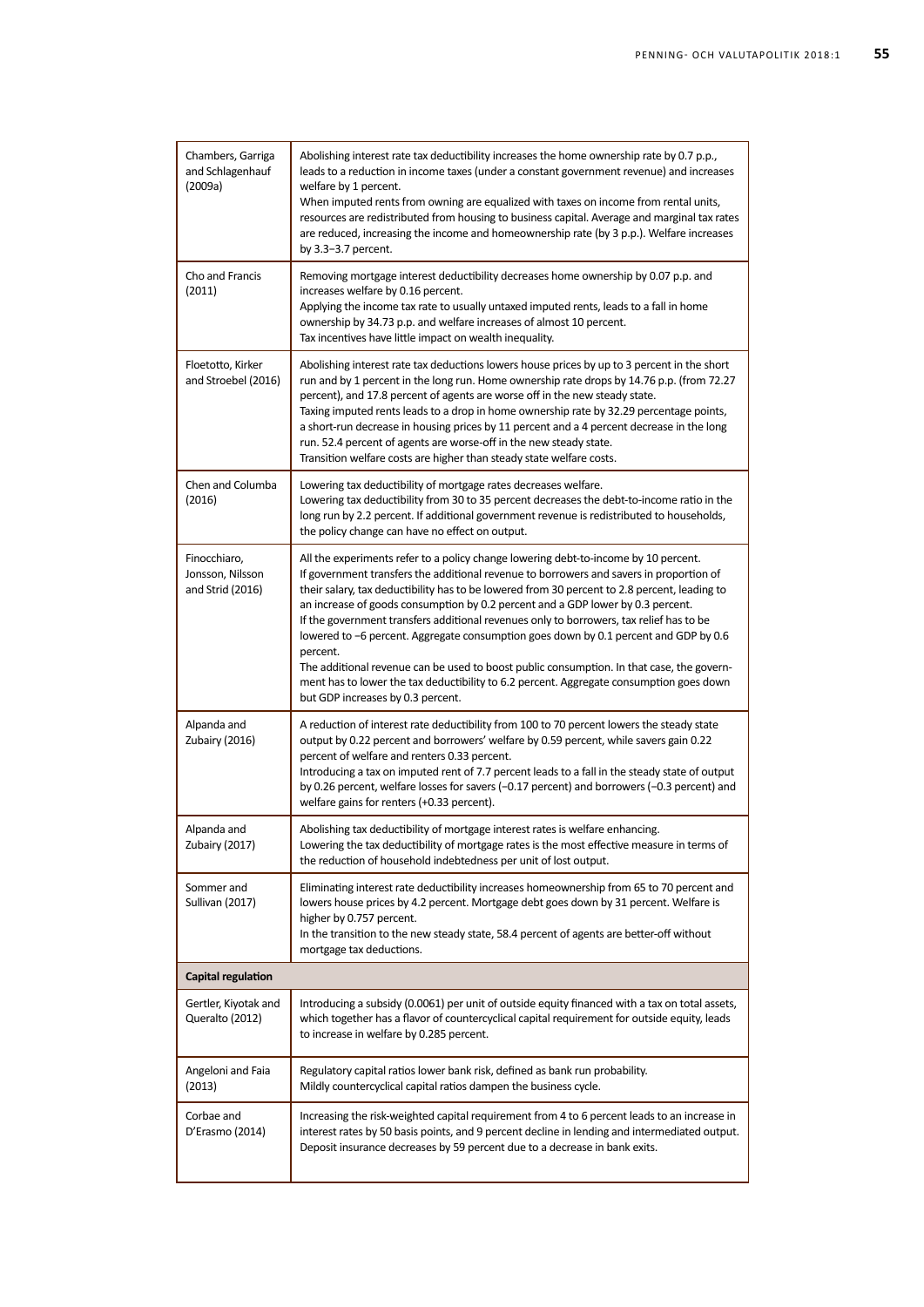| | |
|---|---|
| Chambers, Garriga and Schlagenhauf (2009a) | Abolishing interest rate tax deductibility increases the home ownership rate by 0.7 p.p., leads to a reduction in income taxes (under a constant government revenue) and increases welfare by 1 percent.<br>When imputed rents from owning are equalized with taxes on income from rental units, resources are redistributed from housing to business capital. Average and marginal tax rates are reduced, increasing the income and homeownership rate (by 3 p.p.). Welfare increases by 3.3–3.7 percent. |
| Cho and Francis (2011) | Removing mortgage interest deductibility decreases home ownership by 0.07 p.p. and increases welfare by 0.16 percent.<br>Applying the income tax rate to usually untaxed imputed rents, leads to a fall in home ownership by 34.73 p.p. and welfare increases of almost 10 percent.<br>Tax incentives have little impact on wealth inequality. |
| Floetotto, Kirker and Stroebel (2016) | Abolishing interest rate tax deductions lowers house prices by up to 3 percent in the short run and by 1 percent in the long run. Home ownership rate drops by 14.76 p.p. (from 72.27 percent), and 17.8 percent of agents are worse off in the new steady state.<br>Taxing imputed rents leads to a drop in home ownership rate by 32.29 percentage points, a short-run decrease in housing prices by 11 percent and a 4 percent decrease in the long run. 52.4 percent of agents are worse-off in the new steady state.<br>Transition welfare costs are higher than steady state welfare costs. |
| Chen and Columba (2016) | Lowering tax deductibility of mortgage rates decreases welfare.<br>Lowering tax deductibility from 30 to 35 percent decreases the debt-to-income ratio in the long run by 2.2 percent. If additional government revenue is redistributed to households, the policy change can have no effect on output. |
| Finocchiaro, Jonsson, Nilsson and Strid (2016) | All the experiments refer to a policy change lowering debt-to-income by 10 percent.<br>If government transfers the additional revenue to borrowers and savers in proportion of their salary, tax deductibility has to be lowered from 30 percent to 2.8 percent, leading to an increase of goods consumption by 0.2 percent and a GDP lower by 0.3 percent.<br>If the government transfers additional revenues only to borrowers, tax relief has to be lowered to –6 percent. Aggregate consumption goes down by 0.1 percent and GDP by 0.6 percent.<br>The additional revenue can be used to boost public consumption. In that case, the government has to lower the tax deductibility to 6.2 percent. Aggregate consumption goes down but GDP increases by 0.3 percent. |
| Alpanda and Zubairy (2016) | A reduction of interest rate deductibility from 100 to 70 percent lowers the steady state output by 0.22 percent and borrowers' welfare by 0.59 percent, while savers gain 0.22 percent of welfare and renters 0.33 percent.<br>Introducing a tax on imputed rent of 7.7 percent leads to a fall in the steady state of output by 0.26 percent, welfare losses for savers (–0.17 percent) and borrowers (–0.3 percent) and welfare gains for renters (+0.33 percent). |
| Alpanda and Zubairy (2017) | Abolishing tax deductibility of mortgage interest rates is welfare enhancing.<br>Lowering the tax deductibility of mortgage rates is the most effective measure in terms of the reduction of household indebtedness per unit of lost output. |
| Sommer and Sullivan (2017) | Eliminating interest rate deductibility increases homeownership from 65 to 70 percent and lowers house prices by 4.2 percent. Mortgage debt goes down by 31 percent. Welfare is higher by 0.757 percent.<br>In the transition to the new steady state, 58.4 percent of agents are better-off without mortgage tax deductions. |
| **Capital regulation** | |
| Gertler, Kiyotak and Queralto (2012) | Introducing a subsidy (0.0061) per unit of outside equity financed with a tax on total assets, which together has a flavor of countercyclical capital requirement for outside equity, leads to increase in welfare by 0.285 percent. |
| Angeloni and Faia (2013) | Regulatory capital ratios lower bank risk, defined as bank run probability.<br>Mildly countercyclical capital ratios dampen the business cycle. |
| Corbae and D'Erasmo (2014) | Increasing the risk-weighted capital requirement from 4 to 6 percent leads to an increase in interest rates by 50 basis points, and 9 percent decline in lending and intermediated output. Deposit insurance decreases by 59 percent due to a decrease in bank exits. |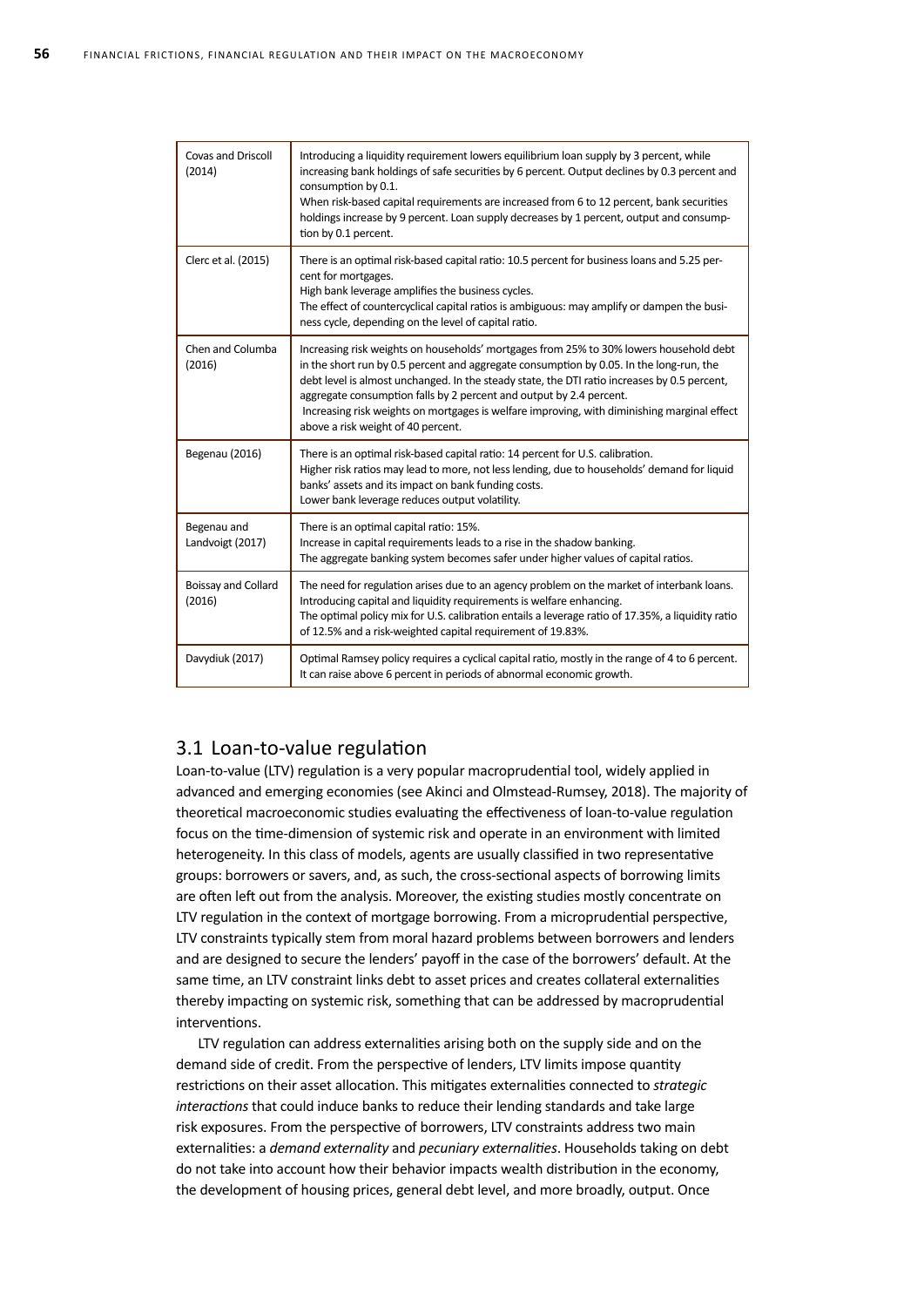| | |
|---|---|
| Covas and Driscoll (2014) | Introducing a liquidity requirement lowers equilibrium loan supply by 3 percent, while increasing bank holdings of safe securities by 6 percent. Output declines by 0.3 percent and consumption by 0.1.<br>When risk-based capital requirements are increased from 6 to 12 percent, bank securities holdings increase by 9 percent. Loan supply decreases by 1 percent, output and consumption by 0.1 percent. |
| Clerc et al. (2015) | There is an optimal risk-based capital ratio: 10.5 percent for business loans and 5.25 percent for mortgages.<br>High bank leverage amplifies the business cycles.<br>The effect of countercyclical capital ratios is ambiguous: may amplify or dampen the business cycle, depending on the level of capital ratio. |
| Chen and Columba (2016) | Increasing risk weights on households' mortgages from 25% to 30% lowers household debt in the short run by 0.5 percent and aggregate consumption by 0.05. In the long-run, the debt level is almost unchanged. In the steady state, the DTI ratio increases by 0.5 percent, aggregate consumption falls by 2 percent and output by 2.4 percent.<br>Increasing risk weights on mortgages is welfare improving, with diminishing marginal effect above a risk weight of 40 percent. |
| Begenau (2016) | There is an optimal risk-based capital ratio: 14 percent for U.S. calibration.<br>Higher risk ratios may lead to more, not less lending, due to households' demand for liquid banks' assets and its impact on bank funding costs.<br>Lower bank leverage reduces output volatility. |
| Begenau and Landvoigt (2017) | There is an optimal capital ratio: 15%.<br>Increase in capital requirements leads to a rise in the shadow banking.<br>The aggregate banking system becomes safer under higher values of capital ratios. |
| Boissay and Collard (2016) | The need for regulation arises due to an agency problem on the market of interbank loans. Introducing capital and liquidity requirements is welfare enhancing.<br>The optimal policy mix for U.S. calibration entails a leverage ratio of 17.35%, a liquidity ratio of 12.5% and a risk-weighted capital requirement of 19.83%. |
| Davydiuk (2017) | Optimal Ramsey policy requires a cyclical capital ratio, mostly in the range of 4 to 6 percent. It can raise above 6 percent in periods of abnormal economic growth. |

## 3.1 Loan-to-value regulation

Loan-to-value (LTV) regulation is a very popular macroprudential tool, widely applied in advanced and emerging economies (see Akinci and Olmstead-Rumsey, 2018). The majority of theoretical macroeconomic studies evaluating the effectiveness of loan-to-value regulation focus on the time-dimension of systemic risk and operate in an environment with limited heterogeneity. In this class of models, agents are usually classified in two representative groups: borrowers or savers, and, as such, the cross-sectional aspects of borrowing limits are often left out from the analysis. Moreover, the existing studies mostly concentrate on LTV regulation in the context of mortgage borrowing. From a microprudential perspective, LTV constraints typically stem from moral hazard problems between borrowers and lenders and are designed to secure the lenders' payoff in the case of the borrowers' default. At the same time, an LTV constraint links debt to asset prices and creates collateral externalities thereby impacting on systemic risk, something that can be addressed by macroprudential interventions.

LTV regulation can address externalities arising both on the supply side and on the demand side of credit. From the perspective of lenders, LTV limits impose quantity restrictions on their asset allocation. This mitigates externalities connected to *strategic interactions* that could induce banks to reduce their lending standards and take large risk exposures. From the perspective of borrowers, LTV constraints address two main externalities: a *demand externality* and *pecuniary externalities*. Households taking on debt do not take into account how their behavior impacts wealth distribution in the economy, the development of housing prices, general debt level, and more broadly, output. Once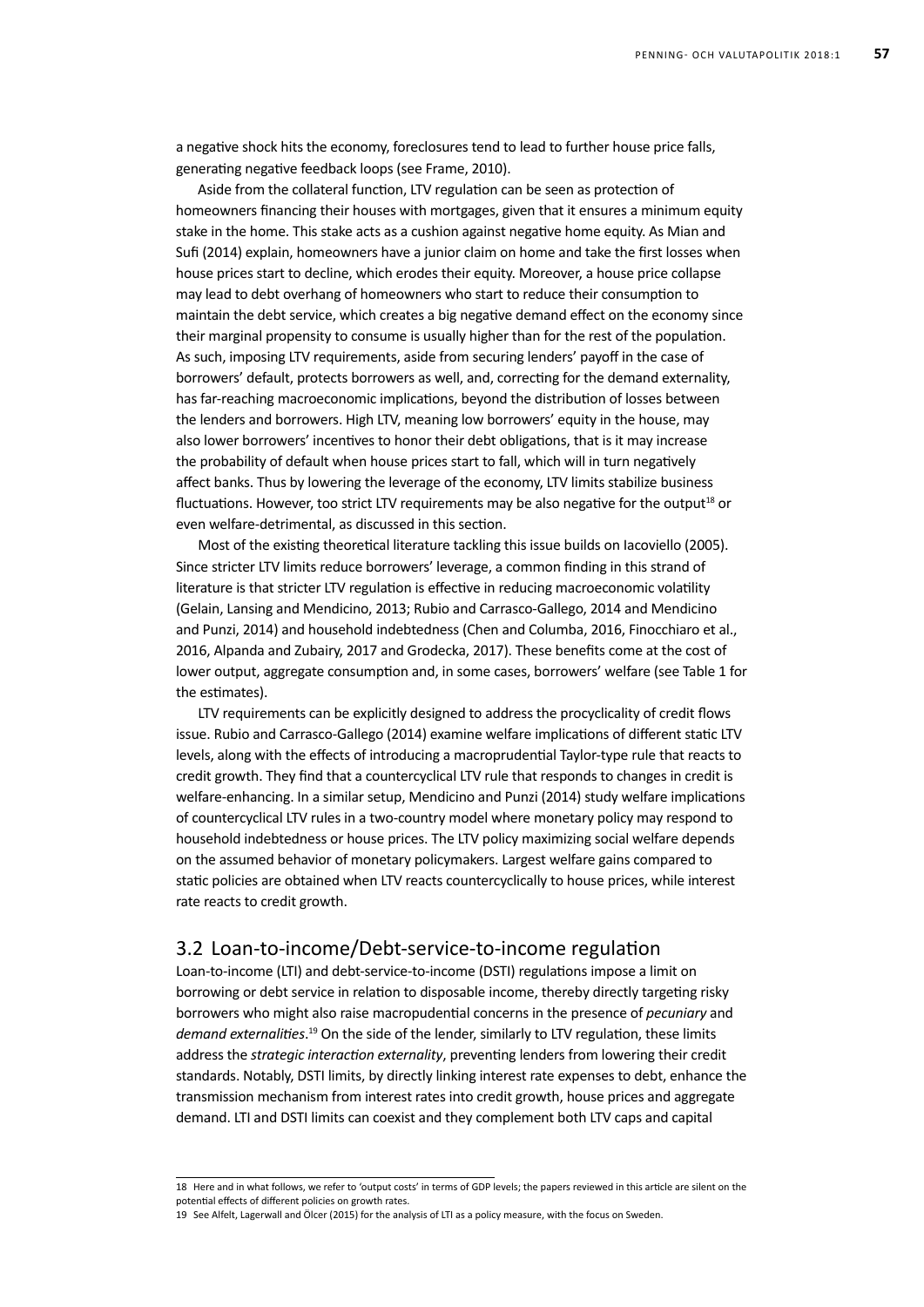a negative shock hits the economy, foreclosures tend to lead to further house price falls, generating negative feedback loops (see Frame, 2010).

Aside from the collateral function, LTV regulation can be seen as protection of homeowners financing their houses with mortgages, given that it ensures a minimum equity stake in the home. This stake acts as a cushion against negative home equity. As Mian and Sufi (2014) explain, homeowners have a junior claim on home and take the first losses when house prices start to decline, which erodes their equity. Moreover, a house price collapse may lead to debt overhang of homeowners who start to reduce their consumption to maintain the debt service, which creates a big negative demand effect on the economy since their marginal propensity to consume is usually higher than for the rest of the population. As such, imposing LTV requirements, aside from securing lenders' payoff in the case of borrowers' default, protects borrowers as well, and, correcting for the demand externality, has far-reaching macroeconomic implications, beyond the distribution of losses between the lenders and borrowers. High LTV, meaning low borrowers' equity in the house, may also lower borrowers' incentives to honor their debt obligations, that is it may increase the probability of default when house prices start to fall, which will in turn negatively affect banks. Thus by lowering the leverage of the economy, LTV limits stabilize business fluctuations. However, too strict LTV requirements may be also negative for the output[18] or even welfare-detrimental, as discussed in this section.

Most of the existing theoretical literature tackling this issue builds on Iacoviello (2005). Since stricter LTV limits reduce borrowers' leverage, a common finding in this strand of literature is that stricter LTV regulation is effective in reducing macroeconomic volatility (Gelain, Lansing and Mendicino, 2013; Rubio and Carrasco-Gallego, 2014 and Mendicino and Punzi, 2014) and household indebtedness (Chen and Columba, 2016, Finocchiaro et al., 2016, Alpanda and Zubairy, 2017 and Grodecka, 2017). These benefits come at the cost of lower output, aggregate consumption and, in some cases, borrowers' welfare (see Table 1 for the estimates).

LTV requirements can be explicitly designed to address the procyclicality of credit flows issue. Rubio and Carrasco-Gallego (2014) examine welfare implications of different static LTV levels, along with the effects of introducing a macroprudential Taylor-type rule that reacts to credit growth. They find that a countercyclical LTV rule that responds to changes in credit is welfare-enhancing. In a similar setup, Mendicino and Punzi (2014) study welfare implications of countercyclical LTV rules in a two-country model where monetary policy may respond to household indebtedness or house prices. The LTV policy maximizing social welfare depends on the assumed behavior of monetary policymakers. Largest welfare gains compared to static policies are obtained when LTV reacts countercyclically to house prices, while interest rate reacts to credit growth.

## 3.2 Loan-to-income/Debt-service-to-income regulation

Loan-to-income (LTI) and debt-service-to-income (DSTI) regulations impose a limit on borrowing or debt service in relation to disposable income, thereby directly targeting risky borrowers who might also raise macropudential concerns in the presence of *pecuniary* and *demand externalities*.[19] On the side of the lender, similarly to LTV regulation, these limits address the *strategic interaction externality*, preventing lenders from lowering their credit standards. Notably, DSTI limits, by directly linking interest rate expenses to debt, enhance the transmission mechanism from interest rates into credit growth, house prices and aggregate demand. LTI and DSTI limits can coexist and they complement both LTV caps and capital

---

18 Here and in what follows, we refer to 'output costs' in terms of GDP levels; the papers reviewed in this article are silent on the potential effects of different policies on growth rates.

19 See Alfelt, Lagerwall and Ölcer (2015) for the analysis of LTI as a policy measure, with the focus on Sweden.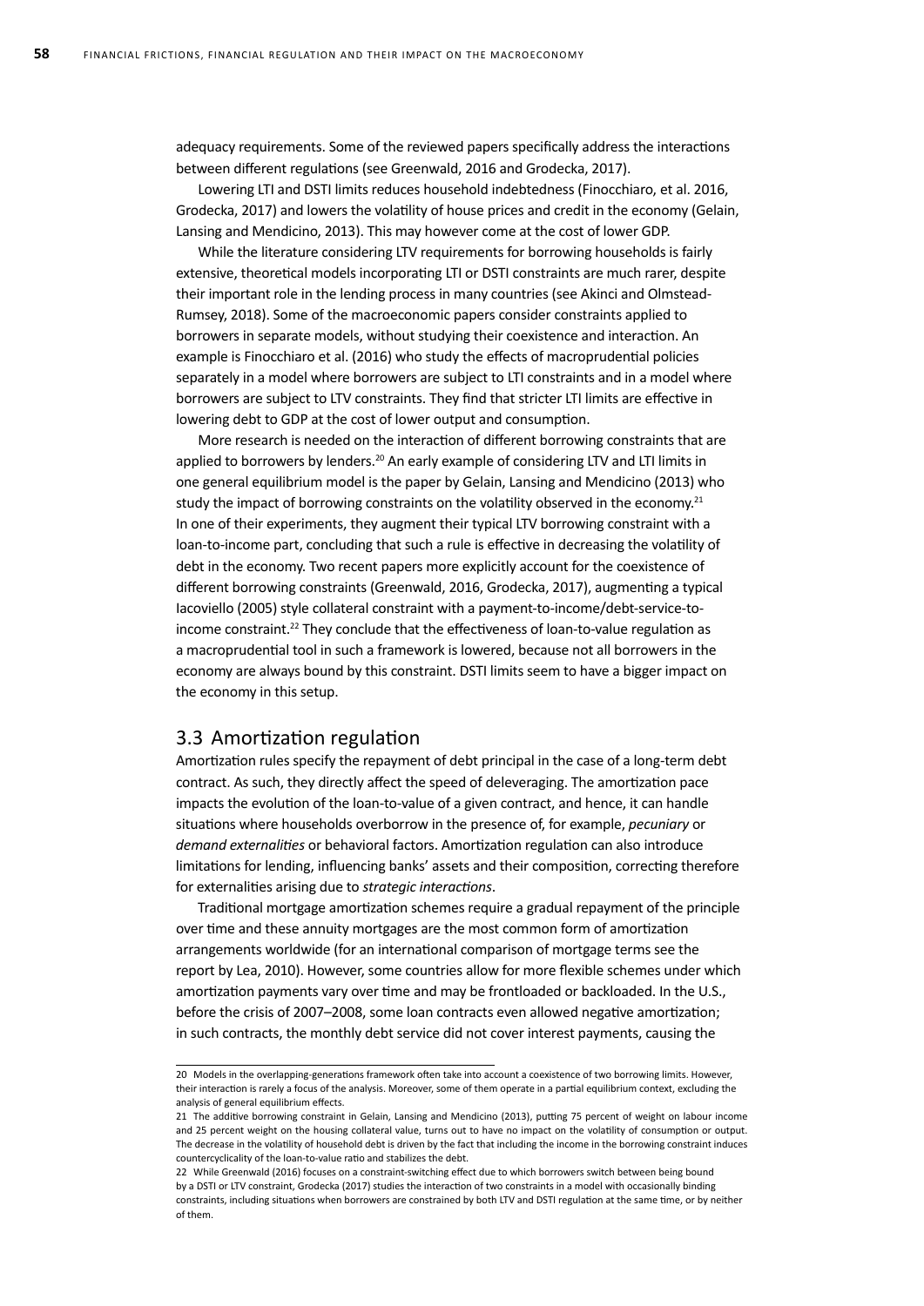adequacy requirements. Some of the reviewed papers specifically address the interactions between different regulations (see Greenwald, 2016 and Grodecka, 2017).

Lowering LTI and DSTI limits reduces household indebtedness (Finocchiaro, et al. 2016, Grodecka, 2017) and lowers the volatility of house prices and credit in the economy (Gelain, Lansing and Mendicino, 2013). This may however come at the cost of lower GDP.

While the literature considering LTV requirements for borrowing households is fairly extensive, theoretical models incorporating LTI or DSTI constraints are much rarer, despite their important role in the lending process in many countries (see Akinci and Olmstead-Rumsey, 2018). Some of the macroeconomic papers consider constraints applied to borrowers in separate models, without studying their coexistence and interaction. An example is Finocchiaro et al. (2016) who study the effects of macroprudential policies separately in a model where borrowers are subject to LTI constraints and in a model where borrowers are subject to LTV constraints. They find that stricter LTI limits are effective in lowering debt to GDP at the cost of lower output and consumption.

More research is needed on the interaction of different borrowing constraints that are applied to borrowers by lenders.[20] An early example of considering LTV and LTI limits in one general equilibrium model is the paper by Gelain, Lansing and Mendicino (2013) who study the impact of borrowing constraints on the volatility observed in the economy.[21] In one of their experiments, they augment their typical LTV borrowing constraint with a loan-to-income part, concluding that such a rule is effective in decreasing the volatility of debt in the economy. Two recent papers more explicitly account for the coexistence of different borrowing constraints (Greenwald, 2016, Grodecka, 2017), augmenting a typical Iacoviello (2005) style collateral constraint with a payment-to-income/debt-service-to-income constraint.[22] They conclude that the effectiveness of loan-to-value regulation as a macroprudential tool in such a framework is lowered, because not all borrowers in the economy are always bound by this constraint. DSTI limits seem to have a bigger impact on the economy in this setup.

## 3.3 Amortization regulation

Amortization rules specify the repayment of debt principal in the case of a long-term debt contract. As such, they directly affect the speed of deleveraging. The amortization pace impacts the evolution of the loan-to-value of a given contract, and hence, it can handle situations where households overborrow in the presence of, for example, *pecuniary* or *demand externalities* or behavioral factors. Amortization regulation can also introduce limitations for lending, influencing banks' assets and their composition, correcting therefore for externalities arising due to *strategic interactions*.

Traditional mortgage amortization schemes require a gradual repayment of the principle over time and these annuity mortgages are the most common form of amortization arrangements worldwide (for an international comparison of mortgage terms see the report by Lea, 2010). However, some countries allow for more flexible schemes under which amortization payments vary over time and may be frontloaded or backloaded. In the U.S., before the crisis of 2007–2008, some loan contracts even allowed negative amortization; in such contracts, the monthly debt service did not cover interest payments, causing the

---

20 Models in the overlapping-generations framework often take into account a coexistence of two borrowing limits. However, their interaction is rarely a focus of the analysis. Moreover, some of them operate in a partial equilibrium context, excluding the analysis of general equilibrium effects.

21 The additive borrowing constraint in Gelain, Lansing and Mendicino (2013), putting 75 percent of weight on labour income and 25 percent weight on the housing collateral value, turns out to have no impact on the volatility of consumption or output. The decrease in the volatility of household debt is driven by the fact that including the income in the borrowing constraint induces countercyclicality of the loan-to-value ratio and stabilizes the debt.

22 While Greenwald (2016) focuses on a constraint-switching effect due to which borrowers switch between being bound by a DSTI or LTV constraint, Grodecka (2017) studies the interaction of two constraints in a model with occasionally binding constraints, including situations when borrowers are constrained by both LTV and DSTI regulation at the same time, or by neither of them.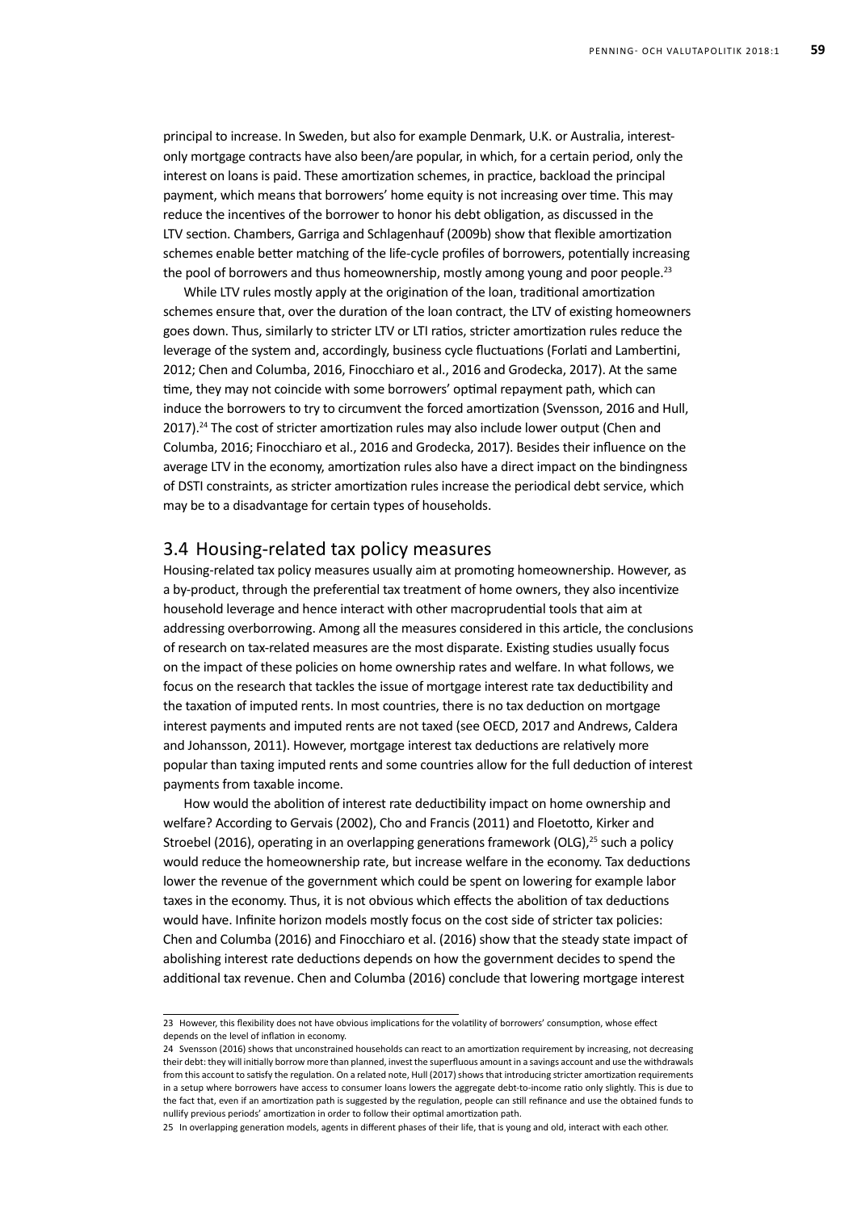principal to increase. In Sweden, but also for example Denmark, U.K. or Australia, interest-only mortgage contracts have also been/are popular, in which, for a certain period, only the interest on loans is paid. These amortization schemes, in practice, backload the principal payment, which means that borrowers' home equity is not increasing over time. This may reduce the incentives of the borrower to honor his debt obligation, as discussed in the LTV section. Chambers, Garriga and Schlagenhauf (2009b) show that flexible amortization schemes enable better matching of the life-cycle profiles of borrowers, potentially increasing the pool of borrowers and thus homeownership, mostly among young and poor people.[23]

While LTV rules mostly apply at the origination of the loan, traditional amortization schemes ensure that, over the duration of the loan contract, the LTV of existing homeowners goes down. Thus, similarly to stricter LTV or LTI ratios, stricter amortization rules reduce the leverage of the system and, accordingly, business cycle fluctuations (Forlati and Lambertini, 2012; Chen and Columba, 2016, Finocchiaro et al., 2016 and Grodecka, 2017). At the same time, they may not coincide with some borrowers' optimal repayment path, which can induce the borrowers to try to circumvent the forced amortization (Svensson, 2016 and Hull, 2017).[24] The cost of stricter amortization rules may also include lower output (Chen and Columba, 2016; Finocchiaro et al., 2016 and Grodecka, 2017). Besides their influence on the average LTV in the economy, amortization rules also have a direct impact on the bindingness of DSTI constraints, as stricter amortization rules increase the periodical debt service, which may be to a disadvantage for certain types of households.

## 3.4 Housing-related tax policy measures

Housing-related tax policy measures usually aim at promoting homeownership. However, as a by-product, through the preferential tax treatment of home owners, they also incentivize household leverage and hence interact with other macroprudential tools that aim at addressing overborrowing. Among all the measures considered in this article, the conclusions of research on tax-related measures are the most disparate. Existing studies usually focus on the impact of these policies on home ownership rates and welfare. In what follows, we focus on the research that tackles the issue of mortgage interest rate tax deductibility and the taxation of imputed rents. In most countries, there is no tax deduction on mortgage interest payments and imputed rents are not taxed (see OECD, 2017 and Andrews, Caldera and Johansson, 2011). However, mortgage interest tax deductions are relatively more popular than taxing imputed rents and some countries allow for the full deduction of interest payments from taxable income.

How would the abolition of interest rate deductibility impact on home ownership and welfare? According to Gervais (2002), Cho and Francis (2011) and Floetotto, Kirker and Stroebel (2016), operating in an overlapping generations framework (OLG),[25] such a policy would reduce the homeownership rate, but increase welfare in the economy. Tax deductions lower the revenue of the government which could be spent on lowering for example labor taxes in the economy. Thus, it is not obvious which effects the abolition of tax deductions would have. Infinite horizon models mostly focus on the cost side of stricter tax policies: Chen and Columba (2016) and Finocchiaro et al. (2016) show that the steady state impact of abolishing interest rate deductions depends on how the government decides to spend the additional tax revenue. Chen and Columba (2016) conclude that lowering mortgage interest

---

23 However, this flexibility does not have obvious implications for the volatility of borrowers' consumption, whose effect depends on the level of inflation in economy.

24 Svensson (2016) shows that unconstrained households can react to an amortization requirement by increasing, not decreasing their debt: they will initially borrow more than planned, invest the superfluous amount in a savings account and use the withdrawals from this account to satisfy the regulation. On a related note, Hull (2017) shows that introducing stricter amortization requirements in a setup where borrowers have access to consumer loans lowers the aggregate debt-to-income ratio only slightly. This is due to the fact that, even if an amortization path is suggested by the regulation, people can still refinance and use the obtained funds to nullify previous periods' amortization in order to follow their optimal amortization path.

25 In overlapping generation models, agents in different phases of their life, that is young and old, interact with each other.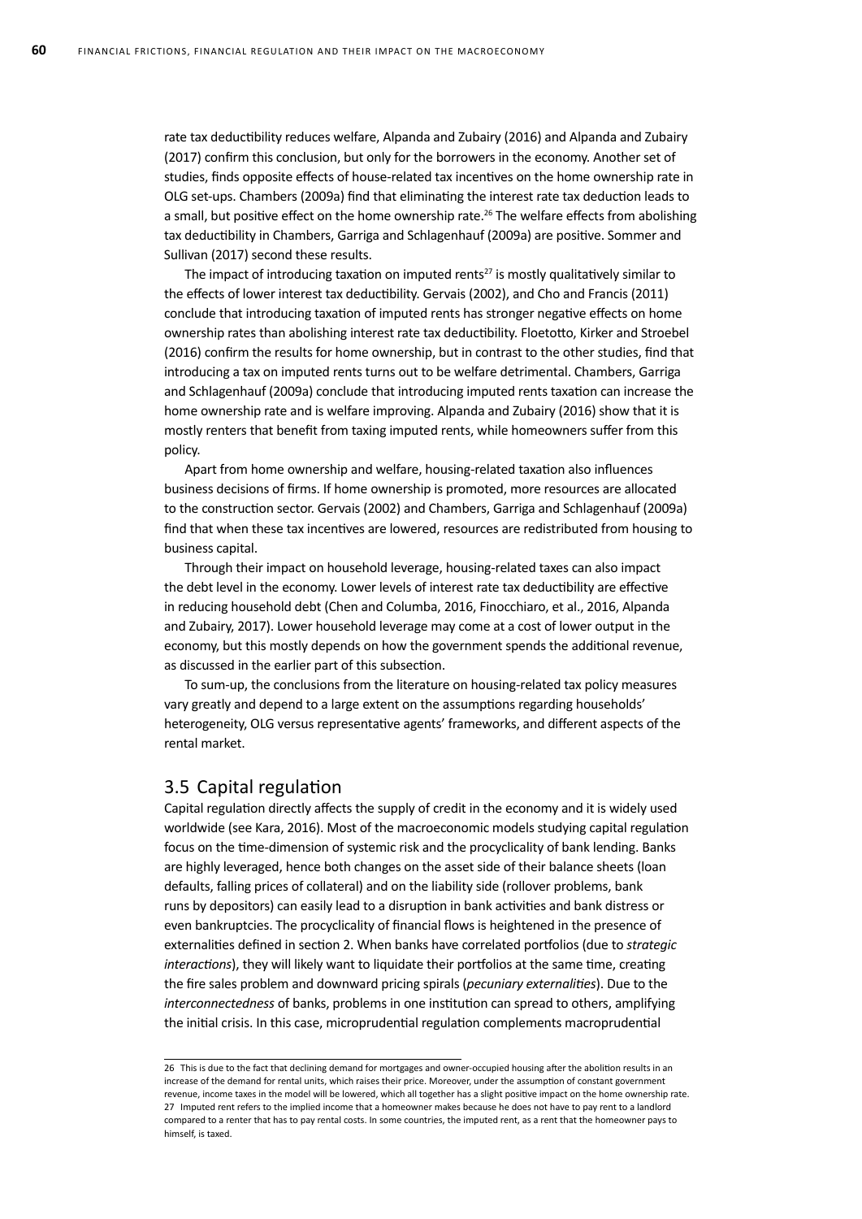rate tax deductibility reduces welfare, Alpanda and Zubairy (2016) and Alpanda and Zubairy (2017) confirm this conclusion, but only for the borrowers in the economy. Another set of studies, finds opposite effects of house-related tax incentives on the home ownership rate in OLG set-ups. Chambers (2009a) find that eliminating the interest rate tax deduction leads to a small, but positive effect on the home ownership rate.[26] The welfare effects from abolishing tax deductibility in Chambers, Garriga and Schlagenhauf (2009a) are positive. Sommer and Sullivan (2017) second these results.

The impact of introducing taxation on imputed rents[27] is mostly qualitatively similar to the effects of lower interest tax deductibility. Gervais (2002), and Cho and Francis (2011) conclude that introducing taxation of imputed rents has stronger negative effects on home ownership rates than abolishing interest rate tax deductibility. Floetotto, Kirker and Stroebel (2016) confirm the results for home ownership, but in contrast to the other studies, find that introducing a tax on imputed rents turns out to be welfare detrimental. Chambers, Garriga and Schlagenhauf (2009a) conclude that introducing imputed rents taxation can increase the home ownership rate and is welfare improving. Alpanda and Zubairy (2016) show that it is mostly renters that benefit from taxing imputed rents, while homeowners suffer from this policy.

Apart from home ownership and welfare, housing-related taxation also influences business decisions of firms. If home ownership is promoted, more resources are allocated to the construction sector. Gervais (2002) and Chambers, Garriga and Schlagenhauf (2009a) find that when these tax incentives are lowered, resources are redistributed from housing to business capital.

Through their impact on household leverage, housing-related taxes can also impact the debt level in the economy. Lower levels of interest rate tax deductibility are effective in reducing household debt (Chen and Columba, 2016, Finocchiaro, et al., 2016, Alpanda and Zubairy, 2017). Lower household leverage may come at a cost of lower output in the economy, but this mostly depends on how the government spends the additional revenue, as discussed in the earlier part of this subsection.

To sum-up, the conclusions from the literature on housing-related tax policy measures vary greatly and depend to a large extent on the assumptions regarding households' heterogeneity, OLG versus representative agents' frameworks, and different aspects of the rental market.

## 3.5 Capital regulation

Capital regulation directly affects the supply of credit in the economy and it is widely used worldwide (see Kara, 2016). Most of the macroeconomic models studying capital regulation focus on the time-dimension of systemic risk and the procyclicality of bank lending. Banks are highly leveraged, hence both changes on the asset side of their balance sheets (loan defaults, falling prices of collateral) and on the liability side (rollover problems, bank runs by depositors) can easily lead to a disruption in bank activities and bank distress or even bankruptcies. The procyclicality of financial flows is heightened in the presence of externalities defined in section 2. When banks have correlated portfolios (due to *strategic interactions*), they will likely want to liquidate their portfolios at the same time, creating the fire sales problem and downward pricing spirals (*pecuniary externalities*). Due to the *interconnectedness* of banks, problems in one institution can spread to others, amplifying the initial crisis. In this case, microprudential regulation complements macroprudential

---

26 This is due to the fact that declining demand for mortgages and owner-occupied housing after the abolition results in an increase of the demand for rental units, which raises their price. Moreover, under the assumption of constant government revenue, income taxes in the model will be lowered, which all together has a slight positive impact on the home ownership rate.

27 Imputed rent refers to the implied income that a homeowner makes because he does not have to pay rent to a landlord compared to a renter that has to pay rental costs. In some countries, the imputed rent, as a rent that the homeowner pays to himself, is taxed.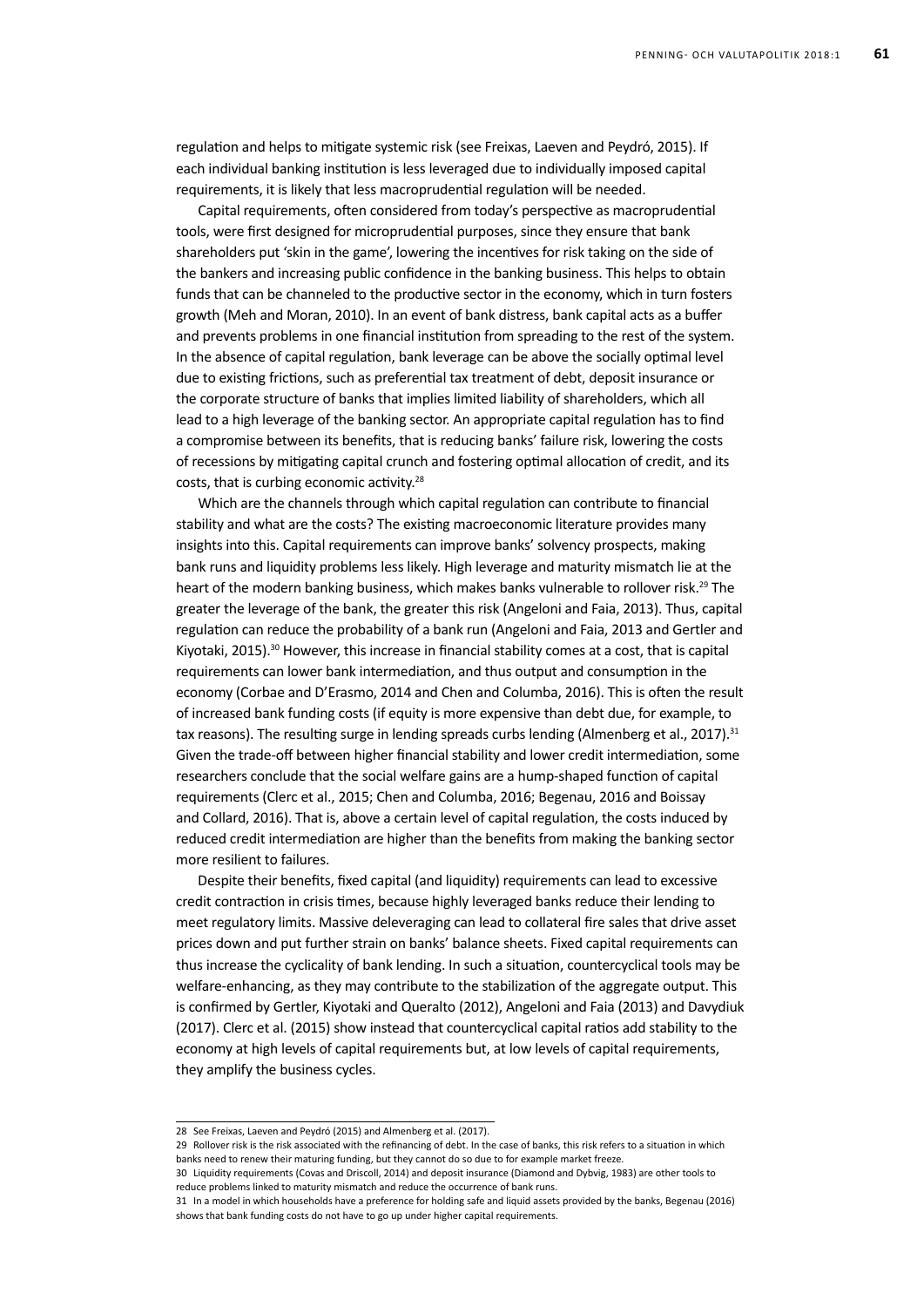regulation and helps to mitigate systemic risk (see Freixas, Laeven and Peydró, 2015). If each individual banking institution is less leveraged due to individually imposed capital requirements, it is likely that less macroprudential regulation will be needed.

Capital requirements, often considered from today's perspective as macroprudential tools, were first designed for microprudential purposes, since they ensure that bank shareholders put 'skin in the game', lowering the incentives for risk taking on the side of the bankers and increasing public confidence in the banking business. This helps to obtain funds that can be channeled to the productive sector in the economy, which in turn fosters growth (Meh and Moran, 2010). In an event of bank distress, bank capital acts as a buffer and prevents problems in one financial institution from spreading to the rest of the system. In the absence of capital regulation, bank leverage can be above the socially optimal level due to existing frictions, such as preferential tax treatment of debt, deposit insurance or the corporate structure of banks that implies limited liability of shareholders, which all lead to a high leverage of the banking sector. An appropriate capital regulation has to find a compromise between its benefits, that is reducing banks' failure risk, lowering the costs of recessions by mitigating capital crunch and fostering optimal allocation of credit, and its costs, that is curbing economic activity.[28]

Which are the channels through which capital regulation can contribute to financial stability and what are the costs? The existing macroeconomic literature provides many insights into this. Capital requirements can improve banks' solvency prospects, making bank runs and liquidity problems less likely. High leverage and maturity mismatch lie at the heart of the modern banking business, which makes banks vulnerable to rollover risk.[29] The greater the leverage of the bank, the greater this risk (Angeloni and Faia, 2013). Thus, capital regulation can reduce the probability of a bank run (Angeloni and Faia, 2013 and Gertler and Kiyotaki, 2015).[30] However, this increase in financial stability comes at a cost, that is capital requirements can lower bank intermediation, and thus output and consumption in the economy (Corbae and D'Erasmo, 2014 and Chen and Columba, 2016). This is often the result of increased bank funding costs (if equity is more expensive than debt due, for example, to tax reasons). The resulting surge in lending spreads curbs lending (Almenberg et al., 2017).[31] Given the trade-off between higher financial stability and lower credit intermediation, some researchers conclude that the social welfare gains are a hump-shaped function of capital requirements (Clerc et al., 2015; Chen and Columba, 2016; Begenau, 2016 and Boissay and Collard, 2016). That is, above a certain level of capital regulation, the costs induced by reduced credit intermediation are higher than the benefits from making the banking sector more resilient to failures.

Despite their benefits, fixed capital (and liquidity) requirements can lead to excessive credit contraction in crisis times, because highly leveraged banks reduce their lending to meet regulatory limits. Massive deleveraging can lead to collateral fire sales that drive asset prices down and put further strain on banks' balance sheets. Fixed capital requirements can thus increase the cyclicality of bank lending. In such a situation, countercyclical tools may be welfare-enhancing, as they may contribute to the stabilization of the aggregate output. This is confirmed by Gertler, Kiyotaki and Queralto (2012), Angeloni and Faia (2013) and Davydiuk (2017). Clerc et al. (2015) show instead that countercyclical capital ratios add stability to the economy at high levels of capital requirements but, at low levels of capital requirements, they amplify the business cycles.

---

28 See Freixas, Laeven and Peydró (2015) and Almenberg et al. (2017).

29 Rollover risk is the risk associated with the refinancing of debt. In the case of banks, this risk refers to a situation in which banks need to renew their maturing funding, but they cannot do so due to for example market freeze.

30 Liquidity requirements (Covas and Driscoll, 2014) and deposit insurance (Diamond and Dybvig, 1983) are other tools to reduce problems linked to maturity mismatch and reduce the occurrence of bank runs.

31 In a model in which households have a preference for holding safe and liquid assets provided by the banks, Begenau (2016) shows that bank funding costs do not have to go up under higher capital requirements.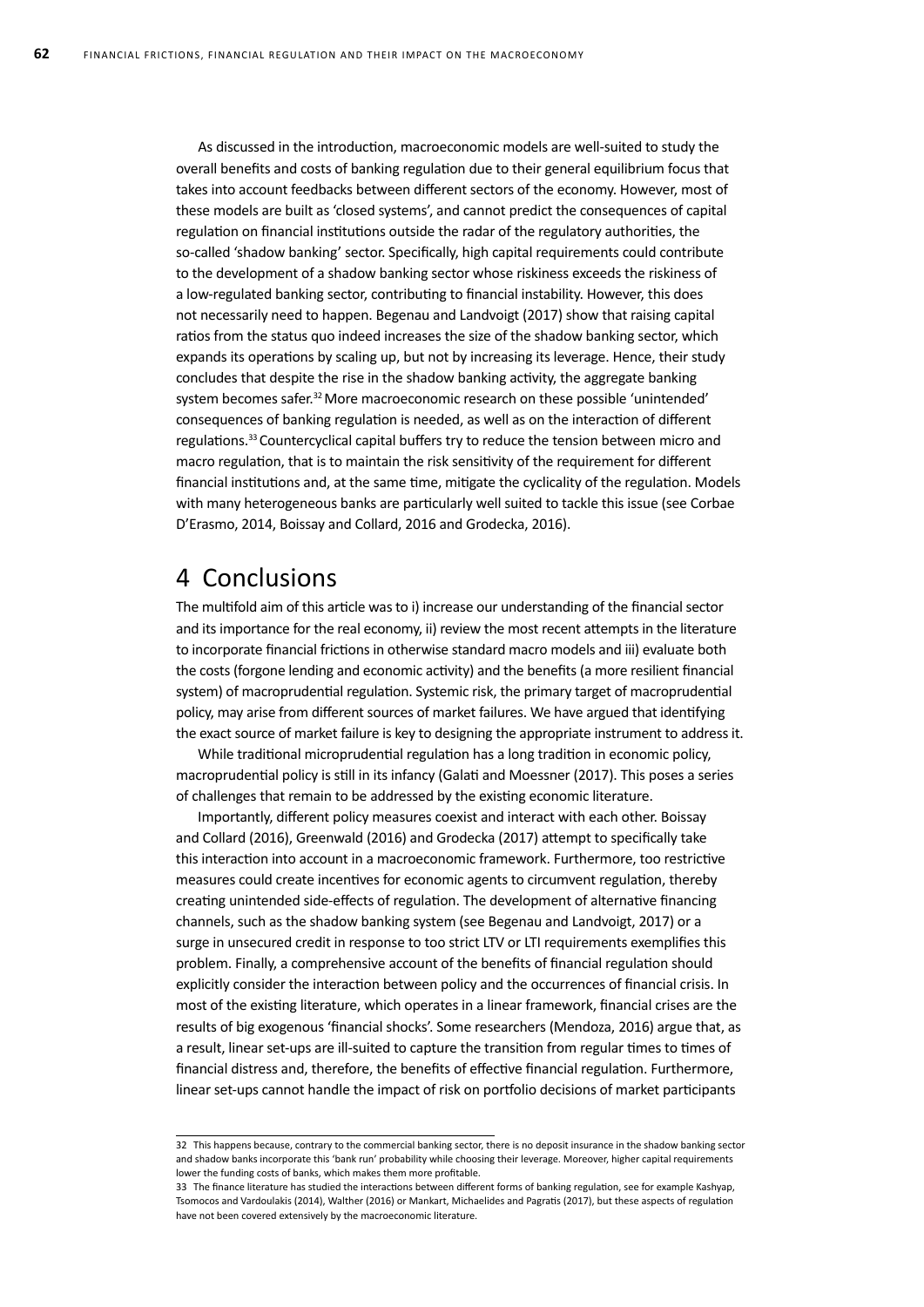As discussed in the introduction, macroeconomic models are well-suited to study the overall benefits and costs of banking regulation due to their general equilibrium focus that takes into account feedbacks between different sectors of the economy. However, most of these models are built as 'closed systems', and cannot predict the consequences of capital regulation on financial institutions outside the radar of the regulatory authorities, the so-called 'shadow banking' sector. Specifically, high capital requirements could contribute to the development of a shadow banking sector whose riskiness exceeds the riskiness of a low-regulated banking sector, contributing to financial instability. However, this does not necessarily need to happen. Begenau and Landvoigt (2017) show that raising capital ratios from the status quo indeed increases the size of the shadow banking sector, which expands its operations by scaling up, but not by increasing its leverage. Hence, their study concludes that despite the rise in the shadow banking activity, the aggregate banking system becomes safer.[32] More macroeconomic research on these possible 'unintended' consequences of banking regulation is needed, as well as on the interaction of different regulations.[33] Countercyclical capital buffers try to reduce the tension between micro and macro regulation, that is to maintain the risk sensitivity of the requirement for different financial institutions and, at the same time, mitigate the cyclicality of the regulation. Models with many heterogeneous banks are particularly well suited to tackle this issue (see Corbae D'Erasmo, 2014, Boissay and Collard, 2016 and Grodecka, 2016).

# 4 Conclusions

The multifold aim of this article was to i) increase our understanding of the financial sector and its importance for the real economy, ii) review the most recent attempts in the literature to incorporate financial frictions in otherwise standard macro models and iii) evaluate both the costs (forgone lending and economic activity) and the benefits (a more resilient financial system) of macroprudential regulation. Systemic risk, the primary target of macroprudential policy, may arise from different sources of market failures. We have argued that identifying the exact source of market failure is key to designing the appropriate instrument to address it.

While traditional microprudential regulation has a long tradition in economic policy, macroprudential policy is still in its infancy (Galati and Moessner (2017). This poses a series of challenges that remain to be addressed by the existing economic literature.

Importantly, different policy measures coexist and interact with each other. Boissay and Collard (2016), Greenwald (2016) and Grodecka (2017) attempt to specifically take this interaction into account in a macroeconomic framework. Furthermore, too restrictive measures could create incentives for economic agents to circumvent regulation, thereby creating unintended side-effects of regulation. The development of alternative financing channels, such as the shadow banking system (see Begenau and Landvoigt, 2017) or a surge in unsecured credit in response to too strict LTV or LTI requirements exemplifies this problem. Finally, a comprehensive account of the benefits of financial regulation should explicitly consider the interaction between policy and the occurrences of financial crisis. In most of the existing literature, which operates in a linear framework, financial crises are the results of big exogenous 'financial shocks'. Some researchers (Mendoza, 2016) argue that, as a result, linear set-ups are ill-suited to capture the transition from regular times to times of financial distress and, therefore, the benefits of effective financial regulation. Furthermore, linear set-ups cannot handle the impact of risk on portfolio decisions of market participants

---

32 This happens because, contrary to the commercial banking sector, there is no deposit insurance in the shadow banking sector and shadow banks incorporate this 'bank run' probability while choosing their leverage. Moreover, higher capital requirements lower the funding costs of banks, which makes them more profitable.

33 The finance literature has studied the interactions between different forms of banking regulation, see for example Kashyap, Tsomocos and Vardoulakis (2014), Walther (2016) or Mankart, Michaelides and Pagratis (2017), but these aspects of regulation have not been covered extensively by the macroeconomic literature.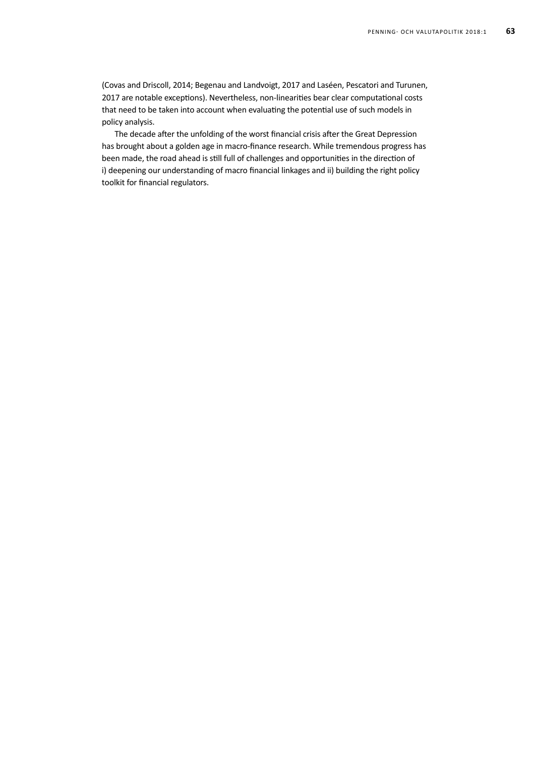(Covas and Driscoll, 2014; Begenau and Landvoigt, 2017 and Laséen, Pescatori and Turunen, 2017 are notable exceptions). Nevertheless, non-linearities bear clear computational costs that need to be taken into account when evaluating the potential use of such models in policy analysis.

The decade after the unfolding of the worst financial crisis after the Great Depression has brought about a golden age in macro-finance research. While tremendous progress has been made, the road ahead is still full of challenges and opportunities in the direction of i) deepening our understanding of macro financial linkages and ii) building the right policy toolkit for financial regulators.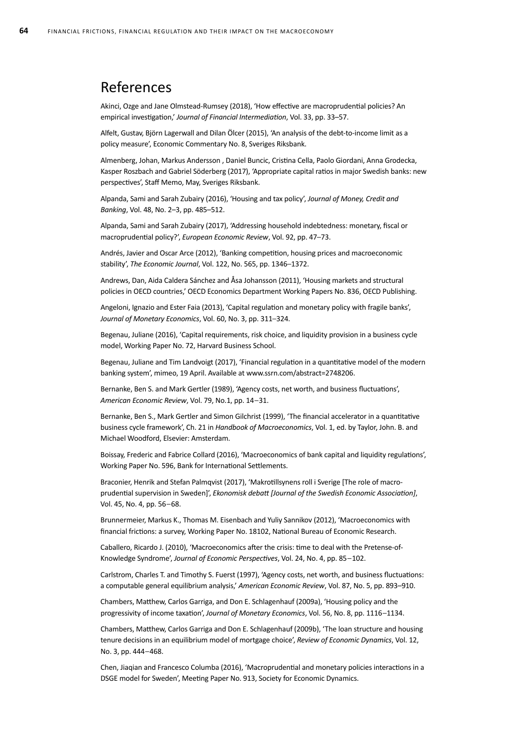## References

Akinci, Ozge and Jane Olmstead-Rumsey (2018), 'How effective are macroprudential policies? An empirical investigation,' *Journal of Financial Intermediation*, Vol. 33, pp. 33–57.

Alfelt, Gustav, Björn Lagerwall and Dilan Ölcer (2015), 'An analysis of the debt-to-income limit as a policy measure', Economic Commentary No. 8, Sveriges Riksbank.

Almenberg, Johan, Markus Andersson , Daniel Buncic, Cristina Cella, Paolo Giordani, Anna Grodecka, Kasper Roszbach and Gabriel Söderberg (2017), 'Appropriate capital ratios in major Swedish banks: new perspectives', Staff Memo, May, Sveriges Riksbank.

Alpanda, Sami and Sarah Zubairy (2016), 'Housing and tax policy', *Journal of Money, Credit and Banking*, Vol. 48, No. 2–3, pp. 485–512.

Alpanda, Sami and Sarah Zubairy (2017), 'Addressing household indebtedness: monetary, fiscal or macroprudential policy?', *European Economic Review*, Vol. 92, pp. 47–73.

Andrés, Javier and Oscar Arce (2012), 'Banking competition, housing prices and macroeconomic stability', *The Economic Journal*, Vol. 122, No. 565, pp. 1346–1372.

Andrews, Dan, Aida Caldera Sánchez and Åsa Johansson (2011), 'Housing markets and structural policies in OECD countries,' OECD Economics Department Working Papers No. 836, OECD Publishing.

Angeloni, Ignazio and Ester Faia (2013), 'Capital regulation and monetary policy with fragile banks', *Journal of Monetary Economics*, Vol. 60, No. 3, pp. 311–324.

Begenau, Juliane (2016), 'Capital requirements, risk choice, and liquidity provision in a business cycle model, Working Paper No. 72, Harvard Business School.

Begenau, Juliane and Tim Landvoigt (2017), 'Financial regulation in a quantitative model of the modern banking system', mimeo, 19 April. Available at www.ssrn.com/abstract=2748206.

Bernanke, Ben S. and Mark Gertler (1989), 'Agency costs, net worth, and business fluctuations', *American Economic Review*, Vol. 79, No.1, pp. 14–31.

Bernanke, Ben S., Mark Gertler and Simon Gilchrist (1999), 'The financial accelerator in a quantitative business cycle framework', Ch. 21 in *Handbook of Macroeconomics*, Vol. 1, ed. by Taylor, John. B. and Michael Woodford, Elsevier: Amsterdam.

Boissay, Frederic and Fabrice Collard (2016), 'Macroeconomics of bank capital and liquidity regulations', Working Paper No. 596, Bank for International Settlements.

Braconier, Henrik and Stefan Palmqvist (2017), 'Makrotillsynens roll i Sverige [The role of macro-prudential supervision in Sweden]', *Ekonomisk debatt [Journal of the Swedish Economic Association]*, Vol. 45, No. 4, pp. 56–68.

Brunnermeier, Markus K., Thomas M. Eisenbach and Yuliy Sannikov (2012), 'Macroeconomics with financial frictions: a survey, Working Paper No. 18102, National Bureau of Economic Research.

Caballero, Ricardo J. (2010), 'Macroeconomics after the crisis: time to deal with the Pretense-of-Knowledge Syndrome', *Journal of Economic Perspectives*, Vol. 24, No. 4, pp. 85–102.

Carlstrom, Charles T. and Timothy S. Fuerst (1997), 'Agency costs, net worth, and business fluctuations: a computable general equilibrium analysis,' *American Economic Review*, Vol. 87, No. 5, pp. 893–910.

Chambers, Matthew, Carlos Garriga, and Don E. Schlagenhauf (2009a), 'Housing policy and the progressivity of income taxation', *Journal of Monetary Economics*, Vol. 56, No. 8, pp. 1116–1134.

Chambers, Matthew, Carlos Garriga and Don E. Schlagenhauf (2009b), 'The loan structure and housing tenure decisions in an equilibrium model of mortgage choice', *Review of Economic Dynamics*, Vol. 12, No. 3, pp. 444–468.

Chen, Jiaqian and Francesco Columba (2016), 'Macroprudential and monetary policies interactions in a DSGE model for Sweden', Meeting Paper No. 913, Society for Economic Dynamics.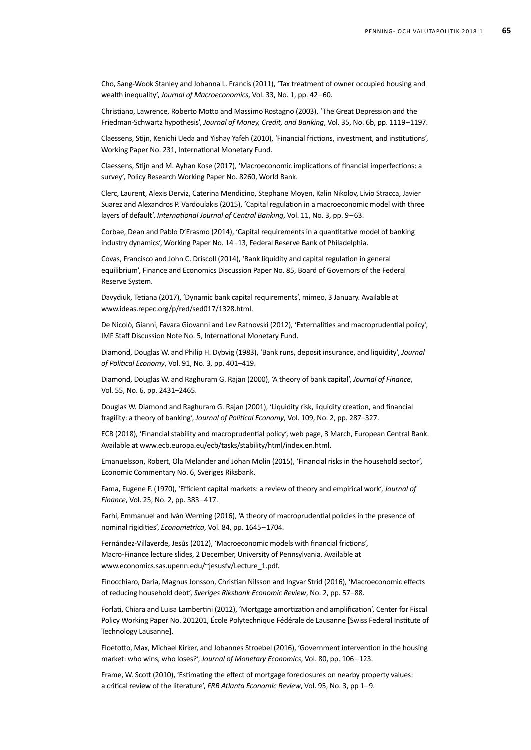Cho, Sang-Wook Stanley and Johanna L. Francis (2011), 'Tax treatment of owner occupied housing and wealth inequality', *Journal of Macroeconomics*, Vol. 33, No. 1, pp. 42–60.

Christiano, Lawrence, Roberto Motto and Massimo Rostagno (2003), 'The Great Depression and the Friedman-Schwartz hypothesis', *Journal of Money, Credit, and Banking*, Vol. 35, No. 6b, pp. 1119–1197.

Claessens, Stijn, Kenichi Ueda and Yishay Yafeh (2010), 'Financial frictions, investment, and institutions', Working Paper No. 231, International Monetary Fund.

Claessens, Stijn and M. Ayhan Kose (2017), 'Macroeconomic implications of financial imperfections: a survey', Policy Research Working Paper No. 8260, World Bank.

Clerc, Laurent, Alexis Derviz, Caterina Mendicino, Stephane Moyen, Kalin Nikolov, Livio Stracca, Javier Suarez and Alexandros P. Vardoulakis (2015), 'Capital regulation in a macroeconomic model with three layers of default', *International Journal of Central Banking*, Vol. 11, No. 3, pp. 9–63.

Corbae, Dean and Pablo D'Erasmo (2014), 'Capital requirements in a quantitative model of banking industry dynamics', Working Paper No. 14–13, Federal Reserve Bank of Philadelphia.

Covas, Francisco and John C. Driscoll (2014), 'Bank liquidity and capital regulation in general equilibrium', Finance and Economics Discussion Paper No. 85, Board of Governors of the Federal Reserve System.

Davydiuk, Tetiana (2017), 'Dynamic bank capital requirements', mimeo, 3 January. Available at www.ideas.repec.org/p/red/sed017/1328.html.

De Nicolò, Gianni, Favara Giovanni and Lev Ratnovski (2012), 'Externalities and macroprudential policy', IMF Staff Discussion Note No. 5, International Monetary Fund.

Diamond, Douglas W. and Philip H. Dybvig (1983), 'Bank runs, deposit insurance, and liquidity', *Journal of Political Economy*, Vol. 91, No. 3, pp. 401–419.

Diamond, Douglas W. and Raghuram G. Rajan (2000), 'A theory of bank capital', *Journal of Finance*, Vol. 55, No. 6, pp. 2431–2465.

Douglas W. Diamond and Raghuram G. Rajan (2001), 'Liquidity risk, liquidity creation, and financial fragility: a theory of banking', *Journal of Political Economy*, Vol. 109, No. 2, pp. 287–327.

ECB (2018), 'Financial stability and macroprudential policy', web page, 3 March, European Central Bank. Available at www.ecb.europa.eu/ecb/tasks/stability/html/index.en.html.

Emanuelsson, Robert, Ola Melander and Johan Molin (2015), 'Financial risks in the household sector', Economic Commentary No. 6, Sveriges Riksbank.

Fama, Eugene F. (1970), 'Efficient capital markets: a review of theory and empirical work', *Journal of Finance*, Vol. 25, No. 2, pp. 383–417.

Farhi, Emmanuel and Iván Werning (2016), 'A theory of macroprudential policies in the presence of nominal rigidities', *Econometrica*, Vol. 84, pp. 1645–1704.

Fernández-Villaverde, Jesús (2012), 'Macroeconomic models with financial frictions', Macro-Finance lecture slides, 2 December, University of Pennsylvania. Available at www.economics.sas.upenn.edu/~jesusfv/Lecture_1.pdf.

Finocchiaro, Daria, Magnus Jonsson, Christian Nilsson and Ingvar Strid (2016), 'Macroeconomic effects of reducing household debt', *Sveriges Riksbank Economic Review*, No. 2, pp. 57–88.

Forlati, Chiara and Luisa Lambertini (2012), 'Mortgage amortization and amplification', Center for Fiscal Policy Working Paper No. 201201, École Polytechnique Fédérale de Lausanne [Swiss Federal Institute of Technology Lausanne].

Floetotto, Max, Michael Kirker, and Johannes Stroebel (2016), 'Government intervention in the housing market: who wins, who loses?', *Journal of Monetary Economics*, Vol. 80, pp. 106–123.

Frame, W. Scott (2010), 'Estimating the effect of mortgage foreclosures on nearby property values: a critical review of the literature', *FRB Atlanta Economic Review*, Vol. 95, No. 3, pp 1–9.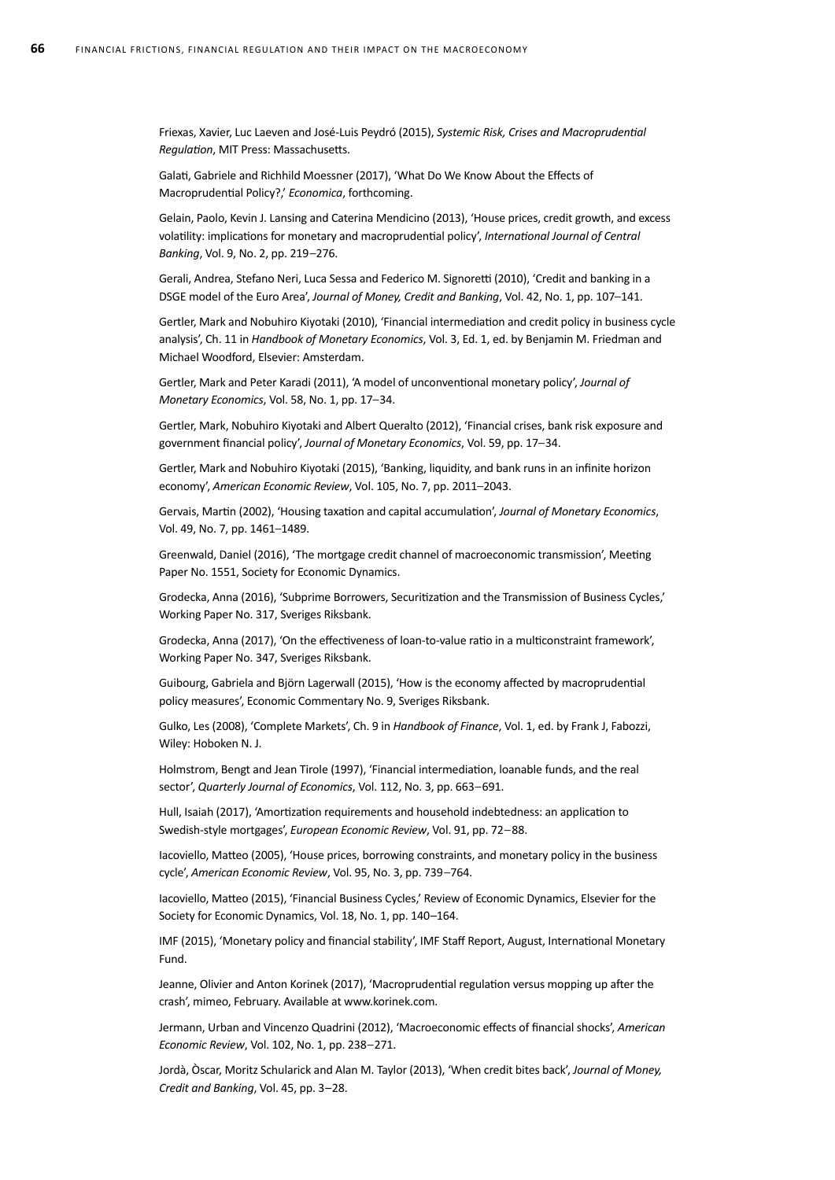Friexas, Xavier, Luc Laeven and José-Luis Peydró (2015), *Systemic Risk, Crises and Macroprudential Regulation*, MIT Press: Massachusetts.

Galati, Gabriele and Richhild Moessner (2017), 'What Do We Know About the Effects of Macroprudential Policy?,' *Economica*, forthcoming.

Gelain, Paolo, Kevin J. Lansing and Caterina Mendicino (2013), 'House prices, credit growth, and excess volatility: implications for monetary and macroprudential policy', *International Journal of Central Banking*, Vol. 9, No. 2, pp. 219–276.

Gerali, Andrea, Stefano Neri, Luca Sessa and Federico M. Signoretti (2010), 'Credit and banking in a DSGE model of the Euro Area', *Journal of Money, Credit and Banking*, Vol. 42, No. 1, pp. 107–141.

Gertler, Mark and Nobuhiro Kiyotaki (2010), 'Financial intermediation and credit policy in business cycle analysis', Ch. 11 in *Handbook of Monetary Economics*, Vol. 3, Ed. 1, ed. by Benjamin M. Friedman and Michael Woodford, Elsevier: Amsterdam.

Gertler, Mark and Peter Karadi (2011), 'A model of unconventional monetary policy', *Journal of Monetary Economics*, Vol. 58, No. 1, pp. 17–34.

Gertler, Mark, Nobuhiro Kiyotaki and Albert Queralto (2012), 'Financial crises, bank risk exposure and government financial policy', *Journal of Monetary Economics*, Vol. 59, pp. 17–34.

Gertler, Mark and Nobuhiro Kiyotaki (2015), 'Banking, liquidity, and bank runs in an infinite horizon economy', *American Economic Review*, Vol. 105, No. 7, pp. 2011–2043.

Gervais, Martin (2002), 'Housing taxation and capital accumulation', *Journal of Monetary Economics*, Vol. 49, No. 7, pp. 1461–1489.

Greenwald, Daniel (2016), 'The mortgage credit channel of macroeconomic transmission', Meeting Paper No. 1551, Society for Economic Dynamics.

Grodecka, Anna (2016), 'Subprime Borrowers, Securitization and the Transmission of Business Cycles,' Working Paper No. 317, Sveriges Riksbank.

Grodecka, Anna (2017), 'On the effectiveness of loan-to-value ratio in a multiconstraint framework', Working Paper No. 347, Sveriges Riksbank.

Guibourg, Gabriela and Björn Lagerwall (2015), 'How is the economy affected by macroprudential policy measures', Economic Commentary No. 9, Sveriges Riksbank.

Gulko, Les (2008), 'Complete Markets', Ch. 9 in *Handbook of Finance*, Vol. 1, ed. by Frank J, Fabozzi, Wiley: Hoboken N. J.

Holmstrom, Bengt and Jean Tirole (1997), 'Financial intermediation, loanable funds, and the real sector', *Quarterly Journal of Economics*, Vol. 112, No. 3, pp. 663–691.

Hull, Isaiah (2017), 'Amortization requirements and household indebtedness: an application to Swedish-style mortgages', *European Economic Review*, Vol. 91, pp. 72–88.

Iacoviello, Matteo (2005), 'House prices, borrowing constraints, and monetary policy in the business cycle', *American Economic Review*, Vol. 95, No. 3, pp. 739–764.

Iacoviello, Matteo (2015), 'Financial Business Cycles,' Review of Economic Dynamics, Elsevier for the Society for Economic Dynamics, Vol. 18, No. 1, pp. 140–164.

IMF (2015), 'Monetary policy and financial stability', IMF Staff Report, August, International Monetary Fund.

Jeanne, Olivier and Anton Korinek (2017), 'Macroprudential regulation versus mopping up after the crash', mimeo, February. Available at www.korinek.com.

Jermann, Urban and Vincenzo Quadrini (2012), 'Macroeconomic effects of financial shocks', *American Economic Review*, Vol. 102, No. 1, pp. 238–271.

Jordà, Òscar, Moritz Schularick and Alan M. Taylor (2013), 'When credit bites back', *Journal of Money, Credit and Banking*, Vol. 45, pp. 3–28.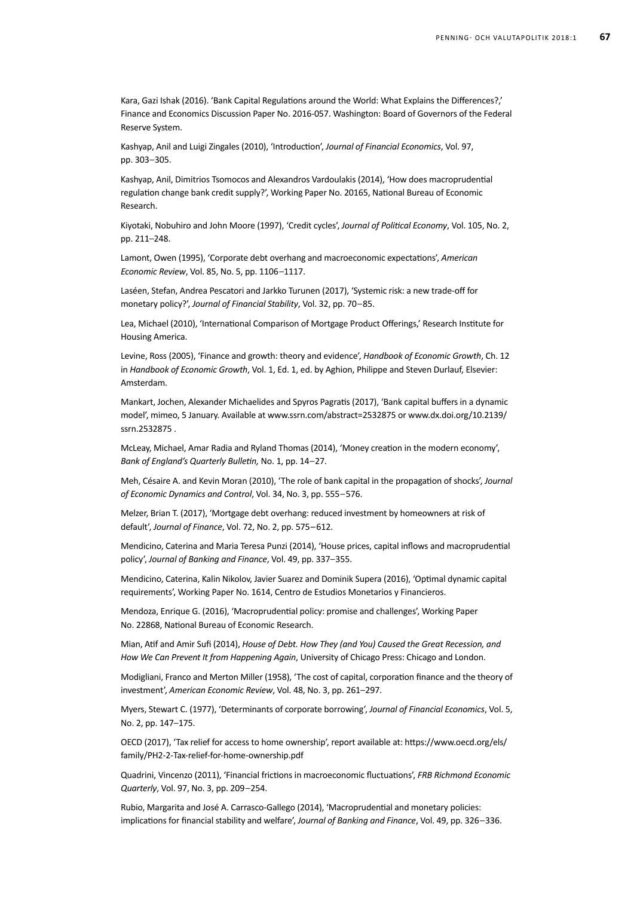Kara, Gazi Ishak (2016). 'Bank Capital Regulations around the World: What Explains the Differences?,' Finance and Economics Discussion Paper No. 2016-057. Washington: Board of Governors of the Federal Reserve System.

Kashyap, Anil and Luigi Zingales (2010), 'Introduction', *Journal of Financial Economics*, Vol. 97, pp. 303–305.

Kashyap, Anil, Dimitrios Tsomocos and Alexandros Vardoulakis (2014), 'How does macroprudential regulation change bank credit supply?', Working Paper No. 20165, National Bureau of Economic Research.

Kiyotaki, Nobuhiro and John Moore (1997), 'Credit cycles', *Journal of Political Economy*, Vol. 105, No. 2, pp. 211–248.

Lamont, Owen (1995), 'Corporate debt overhang and macroeconomic expectations', *American Economic Review*, Vol. 85, No. 5, pp. 1106–1117.

Laséen, Stefan, Andrea Pescatori and Jarkko Turunen (2017), 'Systemic risk: a new trade-off for monetary policy?', *Journal of Financial Stability*, Vol. 32, pp. 70–85.

Lea, Michael (2010), 'International Comparison of Mortgage Product Offerings,' Research Institute for Housing America.

Levine, Ross (2005), 'Finance and growth: theory and evidence', *Handbook of Economic Growth*, Ch. 12 in *Handbook of Economic Growth*, Vol. 1, Ed. 1, ed. by Aghion, Philippe and Steven Durlauf, Elsevier: Amsterdam.

Mankart, Jochen, Alexander Michaelides and Spyros Pagratis (2017), 'Bank capital buffers in a dynamic model', mimeo, 5 January. Available at www.ssrn.com/abstract=2532875 or www.dx.doi.org/10.2139/ssrn.2532875 .

McLeay, Michael, Amar Radia and Ryland Thomas (2014), 'Money creation in the modern economy', *Bank of England's Quarterly Bulletin,* No. 1, pp. 14–27.

Meh, Césaire A. and Kevin Moran (2010), 'The role of bank capital in the propagation of shocks', *Journal of Economic Dynamics and Control*, Vol. 34, No. 3, pp. 555–576.

Melzer, Brian T. (2017), 'Mortgage debt overhang: reduced investment by homeowners at risk of default', *Journal of Finance*, Vol. 72, No. 2, pp. 575–612.

Mendicino, Caterina and Maria Teresa Punzi (2014), 'House prices, capital inflows and macroprudential policy', *Journal of Banking and Finance*, Vol. 49, pp. 337–355.

Mendicino, Caterina, Kalin Nikolov, Javier Suarez and Dominik Supera (2016), 'Optimal dynamic capital requirements', Working Paper No. 1614, Centro de Estudios Monetarios y Financieros.

Mendoza, Enrique G. (2016), 'Macroprudential policy: promise and challenges', Working Paper No. 22868, National Bureau of Economic Research.

Mian, Atif and Amir Sufi (2014), *House of Debt. How They (and You) Caused the Great Recession, and How We Can Prevent It from Happening Again*, University of Chicago Press: Chicago and London.

Modigliani, Franco and Merton Miller (1958), 'The cost of capital, corporation finance and the theory of investment', *American Economic Review*, Vol. 48, No. 3, pp. 261–297.

Myers, Stewart C. (1977), 'Determinants of corporate borrowing', *Journal of Financial Economics*, Vol. 5, No. 2, pp. 147–175.

OECD (2017), 'Tax relief for access to home ownership', report available at: https://www.oecd.org/els/family/PH2-2-Tax-relief-for-home-ownership.pdf

Quadrini, Vincenzo (2011), 'Financial frictions in macroeconomic fluctuations', *FRB Richmond Economic Quarterly*, Vol. 97, No. 3, pp. 209–254.

Rubio, Margarita and José A. Carrasco-Gallego (2014), 'Macroprudential and monetary policies: implications for financial stability and welfare', *Journal of Banking and Finance*, Vol. 49, pp. 326–336.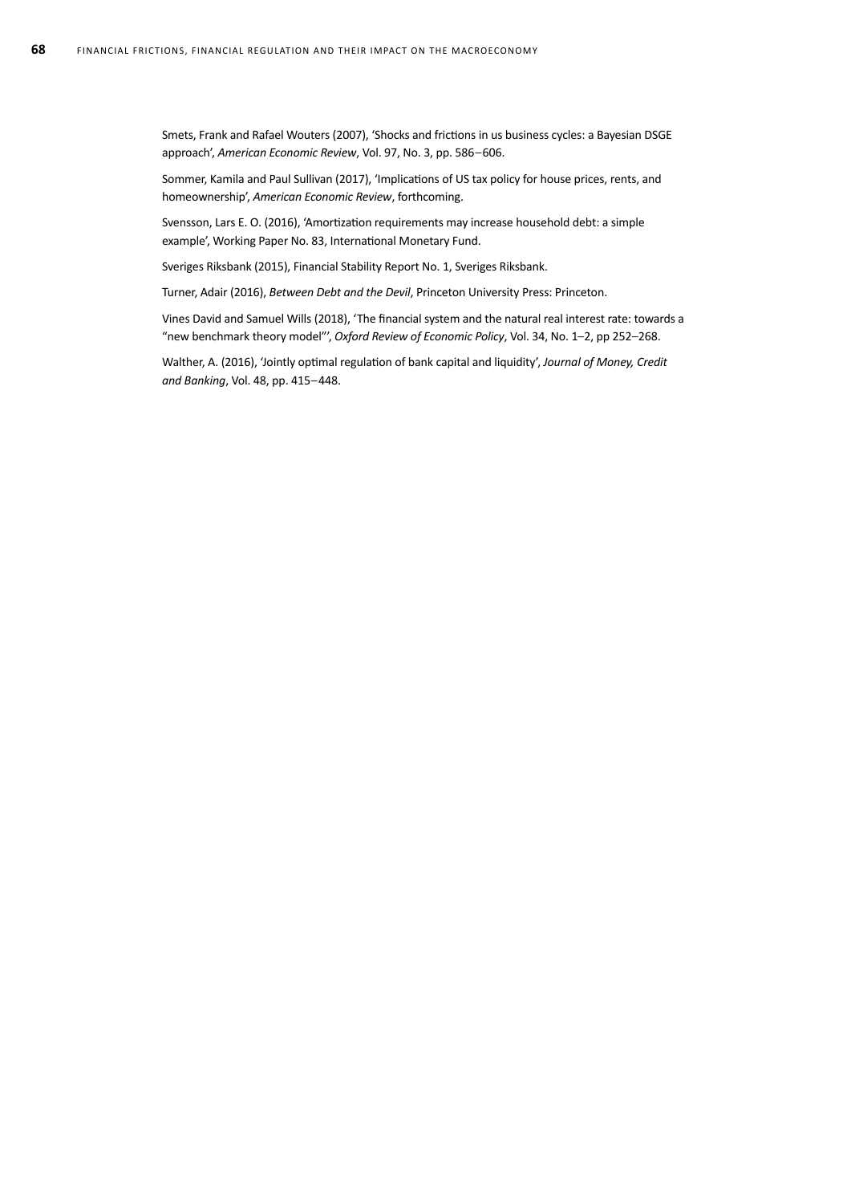Smets, Frank and Rafael Wouters (2007), 'Shocks and frictions in us business cycles: a Bayesian DSGE approach', *American Economic Review*, Vol. 97, No. 3, pp. 586–606.

Sommer, Kamila and Paul Sullivan (2017), 'Implications of US tax policy for house prices, rents, and homeownership', *American Economic Review*, forthcoming.

Svensson, Lars E. O. (2016), 'Amortization requirements may increase household debt: a simple example', Working Paper No. 83, International Monetary Fund.

Sveriges Riksbank (2015), Financial Stability Report No. 1, Sveriges Riksbank.

Turner, Adair (2016), *Between Debt and the Devil*, Princeton University Press: Princeton.

Vines David and Samuel Wills (2018), 'The financial system and the natural real interest rate: towards a "new benchmark theory model"', *Oxford Review of Economic Policy*, Vol. 34, No. 1–2, pp 252–268.

Walther, A. (2016), 'Jointly optimal regulation of bank capital and liquidity', *Journal of Money, Credit and Banking*, Vol. 48, pp. 415–448.